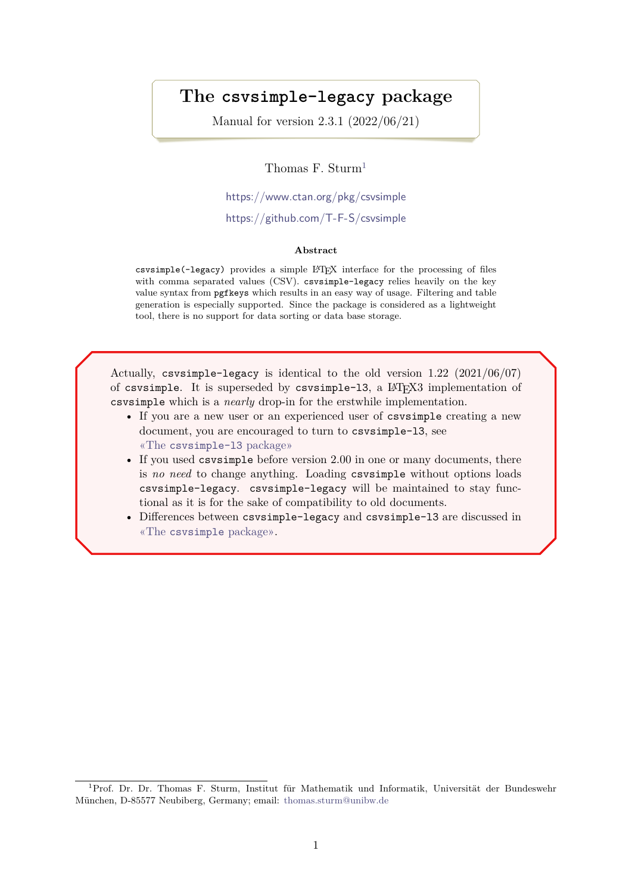# The `csvsimple-legacy` package

Manual for version 2.3.1 (2022/06/21)

Thomas F. Sturm[1]

https://www.ctan.org/pkg/csvsimple

https://github.com/T-F-S/csvsimple

**Abstract**

`csvsimple(-legacy)` provides a simple LaTeX interface for the processing of files with comma separated values (CSV). `csvsimple-legacy` relies heavily on the key value syntax from `pgfkeys` which results in an easy way of usage. Filtering and table generation is especially supported. Since the package is considered as a lightweight tool, there is no support for data sorting or data base storage.

Actually, `csvsimple-legacy` is identical to the old version 1.22 (2021/06/07) of `csvsimple`. It is superseded by `csvsimple-l3`, a LaTeX3 implementation of `csvsimple` which is a *nearly* drop-in for the erstwhile implementation.

- If you are a new user or an experienced user of `csvsimple` creating a new document, you are encouraged to turn to `csvsimple-l3`, see «The `csvsimple-l3` package»
- If you used `csvsimple` before version 2.00 in one or many documents, there is *no need* to change anything. Loading `csvsimple` without options loads `csvsimple-legacy`. `csvsimple-legacy` will be maintained to stay functional as it is for the sake of compatibility to old documents.
- Differences between `csvsimple-legacy` and `csvsimple-l3` are discussed in «The `csvsimple` package».

[1]Prof. Dr. Dr. Thomas F. Sturm, Institut für Mathematik und Informatik, Universität der Bundeswehr München, D-85577 Neubiberg, Germany; email: thomas.sturm@unibw.de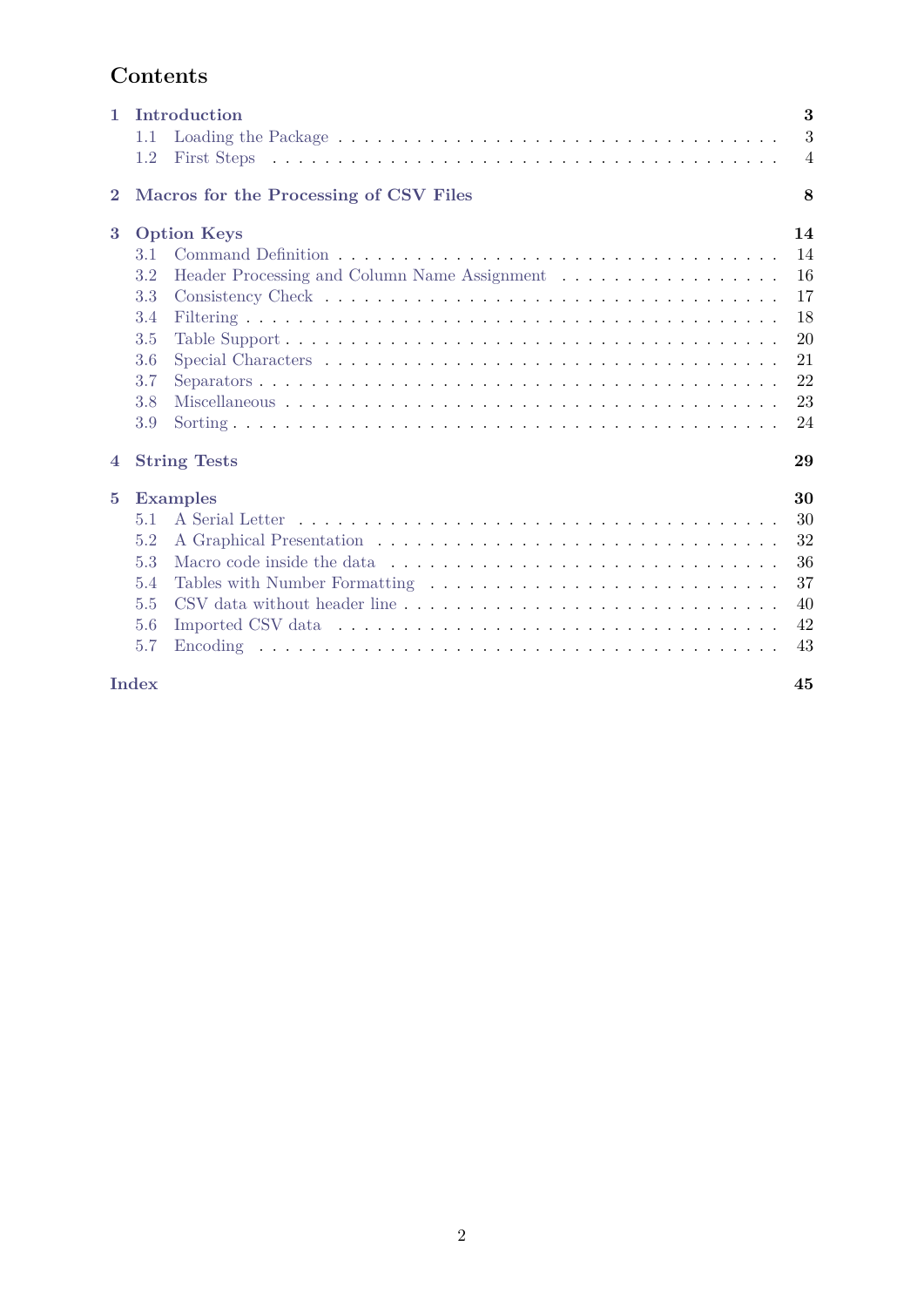# Contents

- **1 Introduction** — **3**
  - 1.1 Loading the Package — 3
  - 1.2 First Steps — 4
- **2 Macros for the Processing of CSV Files** — **8**
- **3 Option Keys** — **14**
  - 3.1 Command Definition — 14
  - 3.2 Header Processing and Column Name Assignment — 16
  - 3.3 Consistency Check — 17
  - 3.4 Filtering — 18
  - 3.5 Table Support — 20
  - 3.6 Special Characters — 21
  - 3.7 Separators — 22
  - 3.8 Miscellaneous — 23
  - 3.9 Sorting — 24
- **4 String Tests** — **29**
- **5 Examples** — **30**
  - 5.1 A Serial Letter — 30
  - 5.2 A Graphical Presentation — 32
  - 5.3 Macro code inside the data — 36
  - 5.4 Tables with Number Formatting — 37
  - 5.5 CSV data without header line — 40
  - 5.6 Imported CSV data — 42
  - 5.7 Encoding — 43
- **Index** — **45**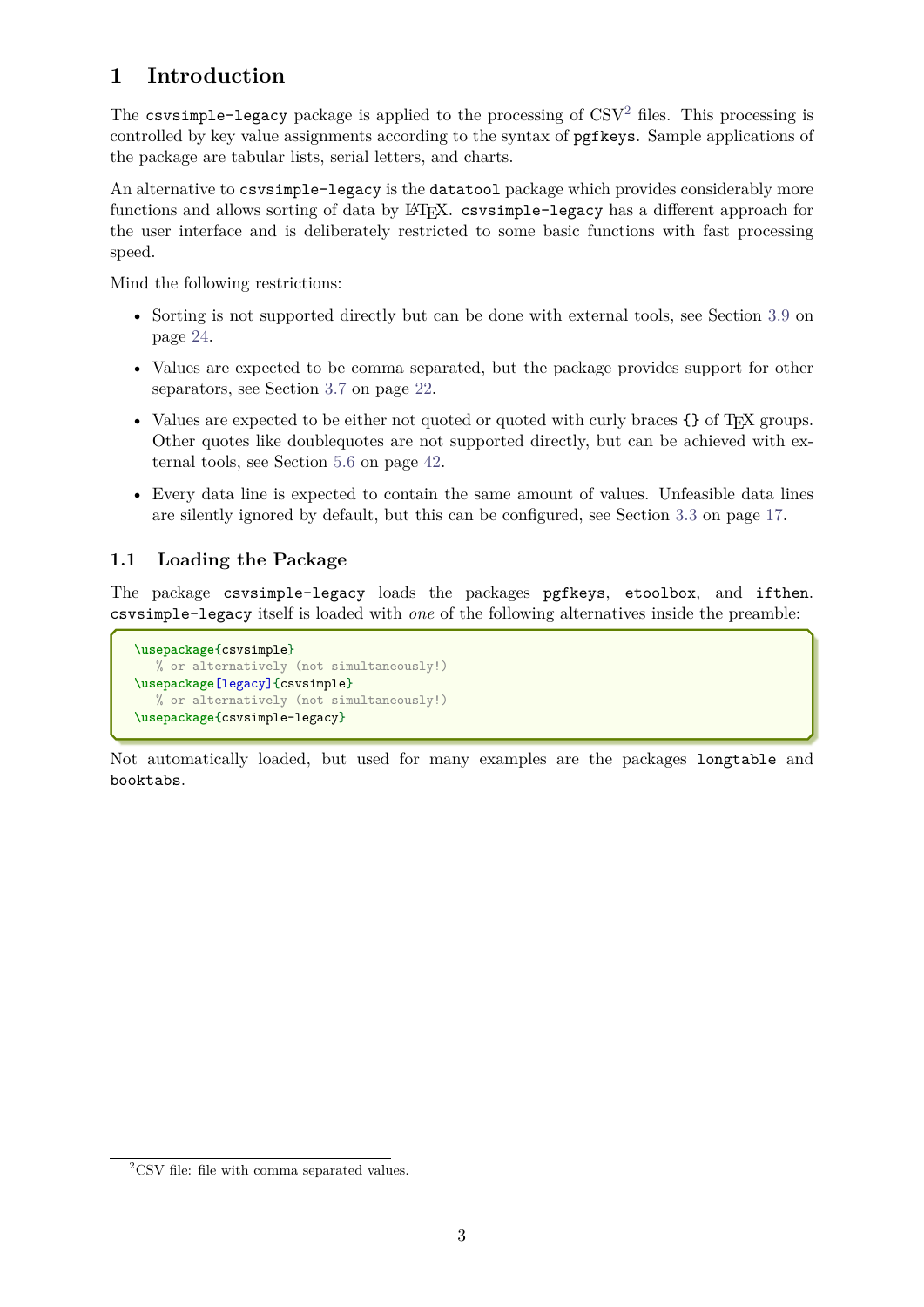# 1 Introduction

The `csvsimple-legacy` package is applied to the processing of CSV[2] files. This processing is controlled by key value assignments according to the syntax of `pgfkeys`. Sample applications of the package are tabular lists, serial letters, and charts.

An alternative to `csvsimple-legacy` is the `datatool` package which provides considerably more functions and allows sorting of data by LaTeX. `csvsimple-legacy` has a different approach for the user interface and is deliberately restricted to some basic functions with fast processing speed.

Mind the following restrictions:

- Sorting is not supported directly but can be done with external tools, see Section 3.9 on page 24.
- Values are expected to be comma separated, but the package provides support for other separators, see Section 3.7 on page 22.
- Values are expected to be either not quoted or quoted with curly braces `{}` of TeX groups. Other quotes like doublequotes are not supported directly, but can be achieved with external tools, see Section 5.6 on page 42.
- Every data line is expected to contain the same amount of values. Unfeasible data lines are silently ignored by default, but this can be configured, see Section 3.3 on page 17.

## 1.1 Loading the Package

The package `csvsimple-legacy` loads the packages `pgfkeys`, `etoolbox`, and `ifthen`. `csvsimple-legacy` itself is loaded with *one* of the following alternatives inside the preamble:

```
\usepackage{csvsimple}
   % or alternatively (not simultaneously!)
\usepackage[legacy]{csvsimple}
   % or alternatively (not simultaneously!)
\usepackage{csvsimple-legacy}
```

Not automatically loaded, but used for many examples are the packages `longtable` and `booktabs`.

[2] CSV file: file with comma separated values.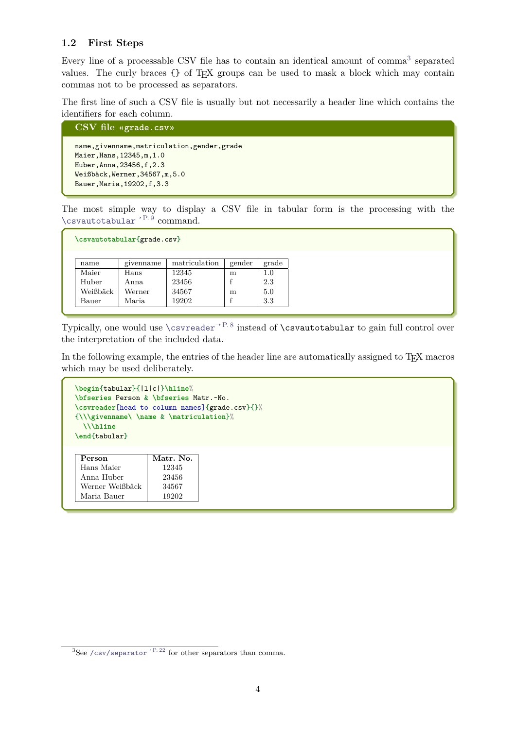## 1.2 First Steps

Every line of a processable CSV file has to contain an identical amount of comma[3] separated values. The curly braces {} of TEX groups can be used to mask a block which may contain commas not to be processed as separators.

The first line of such a CSV file is usually but not necessarily a header line which contains the identifiers for each column.

**CSV file «grade.csv»**

```
name,givenname,matriculation,gender,grade
Maier,Hans,12345,m,1.0
Huber,Anna,23456,f,2.3
Weißbäck,Werner,34567,m,5.0
Bauer,Maria,19202,f,3.3
```

The most simple way to display a CSV file in tabular form is the processing with the \csvautotabular→ P. 9 command.

```
\csvautotabular{grade.csv}
```

| name | givenname | matriculation | gender | grade |
|---|---|---|---|---|
| Maier | Hans | 12345 | m | 1.0 |
| Huber | Anna | 23456 | f | 2.3 |
| Weißbäck | Werner | 34567 | m | 5.0 |
| Bauer | Maria | 19202 | f | 3.3 |

Typically, one would use \csvreader→ P. 8 instead of \csvautotabular to gain full control over the interpretation of the included data.

In the following example, the entries of the header line are automatically assigned to TEX macros which may be used deliberately.

```
\begin{tabular}{|l|c|}\hline%
\bfseries Person & \bfseries Matr.~No.
\csvreader[head to column names]{grade.csv}{}%
{\\\givenname\ \name & \matriculation}%
  \\\hline
\end{tabular}
```

| **Person** | **Matr. No.** |
|---|---|
| Hans Maier | 12345 |
| Anna Huber | 23456 |
| Werner Weißbäck | 34567 |
| Maria Bauer | 19202 |

[3]See /csv/separator→ P. 22 for other separators than comma.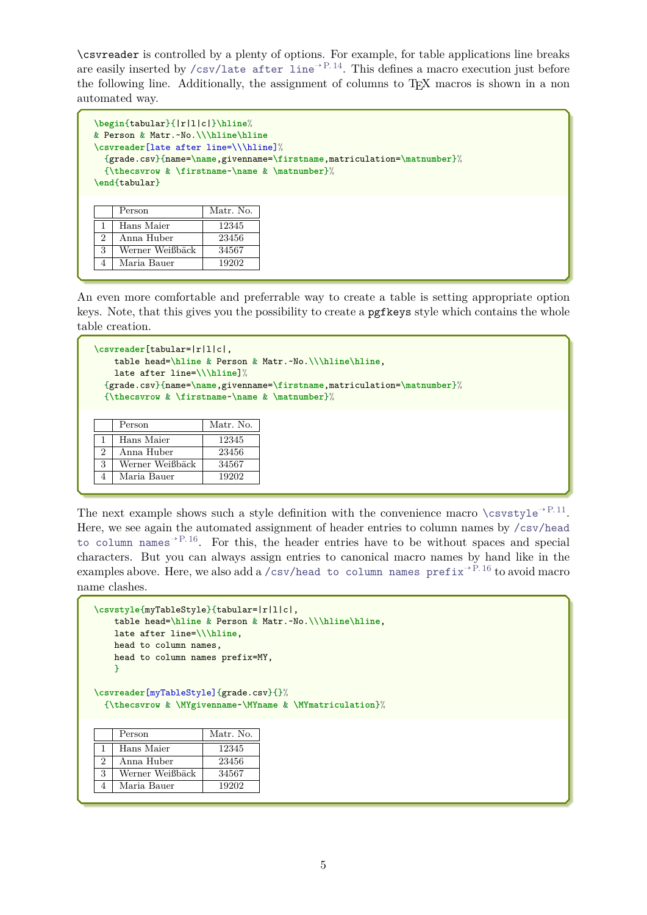`\csvreader` is controlled by a plenty of options. For example, for table applications line breaks are easily inserted by `/csv/late after line` → P. 14. This defines a macro execution just before the following line. Additionally, the assignment of columns to TEX macros is shown in a non automated way.

```
\begin{tabular}{|r|l|c|}\hline%
& Person & Matr.~No.\\\hline\hline
\csvreader[late after line=\\\hline]%
  {grade.csv}{name=\name,givenname=\firstname,matriculation=\matnumber}%
  {\thecsvrow & \firstname~\name & \matnumber}%
\end{tabular}
```

| | Person | Matr. No. |
|---|---|---|
| 1 | Hans Maier | 12345 |
| 2 | Anna Huber | 23456 |
| 3 | Werner Weißbäck | 34567 |
| 4 | Maria Bauer | 19202 |

An even more comfortable and preferrable way to create a table is setting appropriate option keys. Note, that this gives you the possibility to create a `pgfkeys` style which contains the whole table creation.

```
\csvreader[tabular=|r|l|c|,
    table head=\hline & Person & Matr.~No.\\\hline\hline,
    late after line=\\\hline]%
  {grade.csv}{name=\name,givenname=\firstname,matriculation=\matnumber}%
  {\thecsvrow & \firstname~\name & \matnumber}%
```

| | Person | Matr. No. |
|---|---|---|
| 1 | Hans Maier | 12345 |
| 2 | Anna Huber | 23456 |
| 3 | Werner Weißbäck | 34567 |
| 4 | Maria Bauer | 19202 |

The next example shows such a style definition with the convenience macro `\csvstyle` → P. 11. Here, we see again the automated assignment of header entries to column names by `/csv/head to column names` → P. 16. For this, the header entries have to be without spaces and special characters. But you can always assign entries to canonical macro names by hand like in the examples above. Here, we also add a `/csv/head to column names prefix` → P. 16 to avoid macro name clashes.

```
\csvstyle{myTableStyle}{tabular=|r|l|c|,
    table head=\hline & Person & Matr.~No.\\\hline\hline,
    late after line=\\\hline,
    head to column names,
    head to column names prefix=MY,
    }

\csvreader[myTableStyle]{grade.csv}{}%
  {\thecsvrow & \MYgivenname~\MYname & \MYmatriculation}%
```

| | Person | Matr. No. |
|---|---|---|
| 1 | Hans Maier | 12345 |
| 2 | Anna Huber | 23456 |
| 3 | Werner Weißbäck | 34567 |
| 4 | Maria Bauer | 19202 |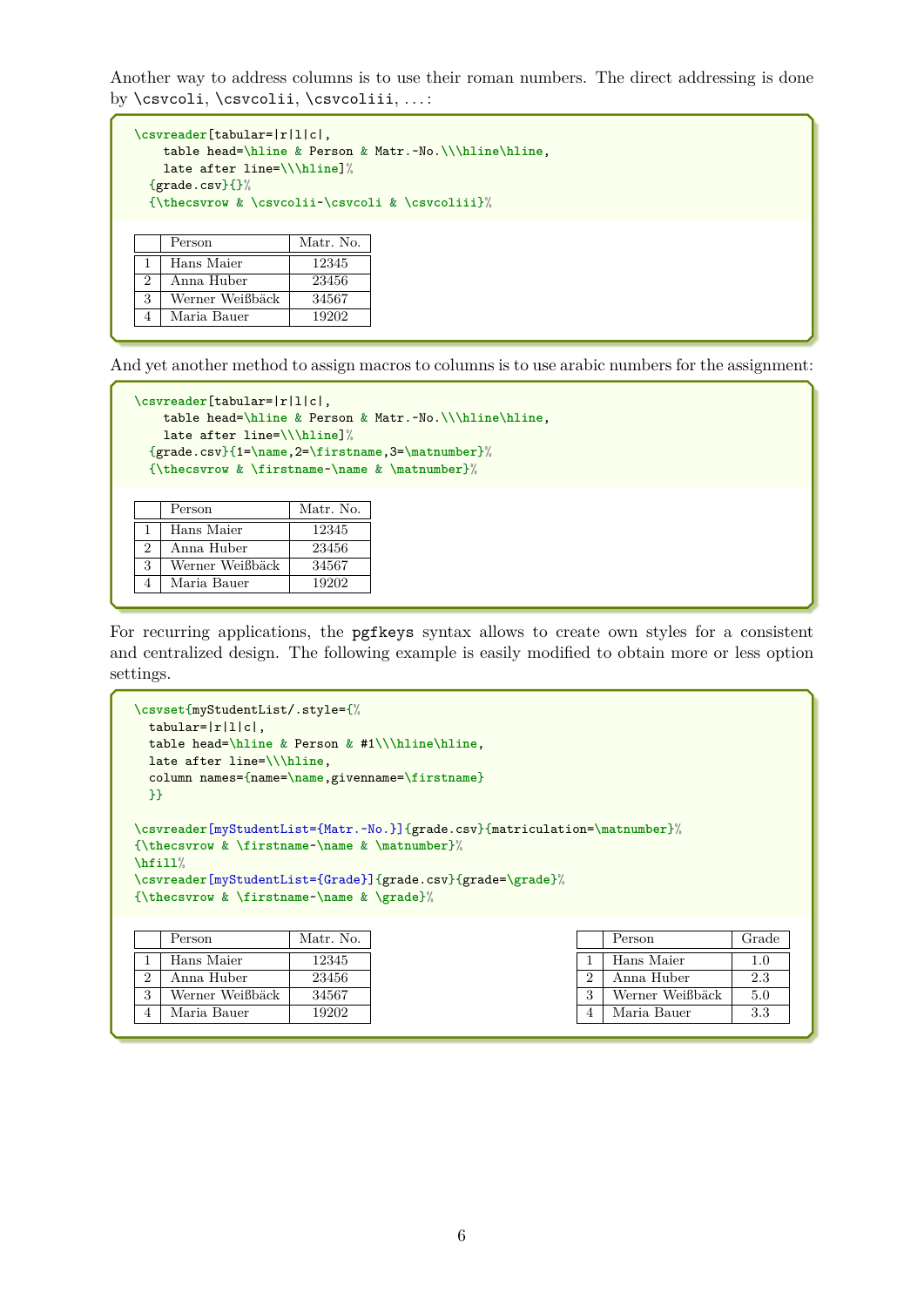Another way to address columns is to use their roman numbers. The direct addressing is done by `\csvcoli`, `\csvcolii`, `\csvcoliii`, . . . :

```
\csvreader[tabular=|r|l|c|,
    table head=\hline & Person & Matr.~No.\\\hline\hline,
    late after line=\\\hline]%
  {grade.csv}{}%
  {\thecsvrow & \csvcolii~\csvcoli & \csvcoliii}%
```

| | Person | Matr. No. |
|---|---|---|
| 1 | Hans Maier | 12345 |
| 2 | Anna Huber | 23456 |
| 3 | Werner Weißbäck | 34567 |
| 4 | Maria Bauer | 19202 |

And yet another method to assign macros to columns is to use arabic numbers for the assignment:

```
\csvreader[tabular=|r|l|c|,
    table head=\hline & Person & Matr.~No.\\\hline\hline,
    late after line=\\\hline]%
  {grade.csv}{1=\name,2=\firstname,3=\matnumber}%
  {\thecsvrow & \firstname~\name & \matnumber}%
```

| | Person | Matr. No. |
|---|---|---|
| 1 | Hans Maier | 12345 |
| 2 | Anna Huber | 23456 |
| 3 | Werner Weißbäck | 34567 |
| 4 | Maria Bauer | 19202 |

For recurring applications, the `pgfkeys` syntax allows to create own styles for a consistent and centralized design. The following example is easily modified to obtain more or less option settings.

```
\csvset{myStudentList/.style={%
  tabular=|r|l|c|,
  table head=\hline & Person & #1\\\hline\hline,
  late after line=\\\hline,
  column names={name=\name,givenname=\firstname}
  }}

\csvreader[myStudentList={Matr.~No.}]{grade.csv}{matriculation=\matnumber}%
{\thecsvrow & \firstname~\name & \matnumber}%
\hfill%
\csvreader[myStudentList={Grade}]{grade.csv}{grade=\grade}%
{\thecsvrow & \firstname~\name & \grade}%
```

| | Person | Matr. No. |
|---|---|---|
| 1 | Hans Maier | 12345 |
| 2 | Anna Huber | 23456 |
| 3 | Werner Weißbäck | 34567 |
| 4 | Maria Bauer | 19202 |

| | Person | Grade |
|---|---|---|
| 1 | Hans Maier | 1.0 |
| 2 | Anna Huber | 2.3 |
| 3 | Werner Weißbäck | 5.0 |
| 4 | Maria Bauer | 3.3 |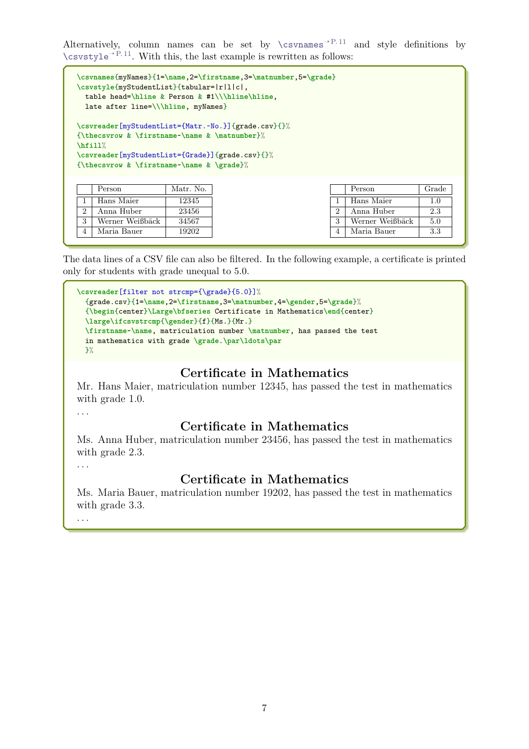Alternatively, column names can be set by \csvnames→P. 11 and style definitions by \csvstyle→P. 11. With this, the last example is rewritten as follows:

```
\csvnames{myNames}{1=\name,2=\firstname,3=\matnumber,5=\grade}
\csvstyle{myStudentList}{tabular=|r|l|c|,
  table head=\hline & Person & #1\\\hline\hline,
  late after line=\\\hline, myNames}

\csvreader[myStudentList={Matr.~No.}]{grade.csv}{}%
{\thecsvrow & \firstname~\name & \matnumber}%
\hfill%
\csvreader[myStudentList={Grade}]{grade.csv}{}%
{\thecsvrow & \firstname~\name & \grade}%
```

| | Person | Matr. No. |
|---|---|---|
| 1 | Hans Maier | 12345 |
| 2 | Anna Huber | 23456 |
| 3 | Werner Weißbäck | 34567 |
| 4 | Maria Bauer | 19202 |

| | Person | Grade |
|---|---|---|
| 1 | Hans Maier | 1.0 |
| 2 | Anna Huber | 2.3 |
| 3 | Werner Weißbäck | 5.0 |
| 4 | Maria Bauer | 3.3 |

The data lines of a CSV file can also be filtered. In the following example, a certificate is printed only for students with grade unequal to 5.0.

```
\csvreader[filter not strcmp={\grade}{5.0}]%
  {grade.csv}{1=\name,2=\firstname,3=\matnumber,4=\gender,5=\grade}%
  {\begin{center}\Large\bfseries Certificate in Mathematics\end{center}
  \large\ifcsvstrcmp{\gender}{f}{Ms.}{Mr.}
  \firstname~\name, matriculation number \matnumber, has passed the test
  in mathematics with grade \grade.\par\ldots\par
  }%
```

**Certificate in Mathematics**

Mr. Hans Maier, matriculation number 12345, has passed the test in mathematics with grade 1.0.

...

**Certificate in Mathematics**

Ms. Anna Huber, matriculation number 23456, has passed the test in mathematics with grade 2.3.

...

**Certificate in Mathematics**

Ms. Maria Bauer, matriculation number 19202, has passed the test in mathematics with grade 3.3.

...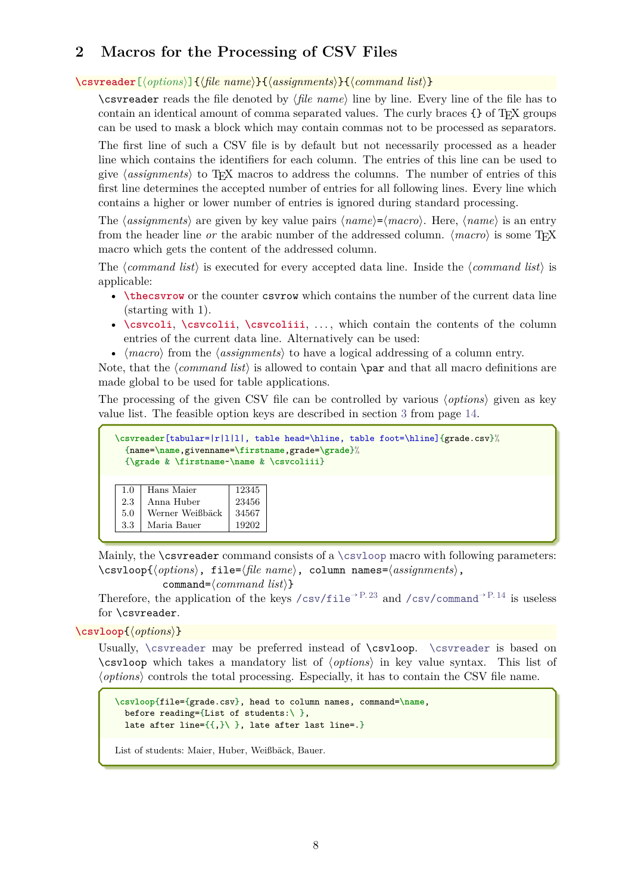## 2 Macros for the Processing of CSV Files

`\csvreader[⟨options⟩]{⟨file name⟩}{⟨assignments⟩}{⟨command list⟩}`

`\csvreader` reads the file denoted by ⟨*file name*⟩ line by line. Every line of the file has to contain an identical amount of comma separated values. The curly braces `{}` of TeX groups can be used to mask a block which may contain commas not to be processed as separators.

The first line of such a CSV file is by default but not necessarily processed as a header line which contains the identifiers for each column. The entries of this line can be used to give ⟨*assignments*⟩ to TeX macros to address the columns. The number of entries of this first line determines the accepted number of entries for all following lines. Every line which contains a higher or lower number of entries is ignored during standard processing.

The ⟨*assignments*⟩ are given by key value pairs ⟨*name*⟩=⟨*macro*⟩. Here, ⟨*name*⟩ is an entry from the header line *or* the arabic number of the addressed column. ⟨*macro*⟩ is some TeX macro which gets the content of the addressed column.

The ⟨*command list*⟩ is executed for every accepted data line. Inside the ⟨*command list*⟩ is applicable:

- `\thecsvrow` or the counter `csvrow` which contains the number of the current data line (starting with 1).
- `\csvcoli`, `\csvcolii`, `\csvcoliii`, ..., which contain the contents of the column entries of the current data line. Alternatively can be used:
- ⟨*macro*⟩ from the ⟨*assignments*⟩ to have a logical addressing of a column entry.

Note, that the ⟨*command list*⟩ is allowed to contain `\par` and that all macro definitions are made global to be used for table applications.

The processing of the given CSV file can be controlled by various ⟨*options*⟩ given as key value list. The feasible option keys are described in section 3 from page 14.

```
\csvreader[tabular=|r|l|l|, table head=\hline, table foot=\hline]{grade.csv}%
  {name=\name,givenname=\firstname,grade=\grade}%
  {\grade & \firstname~\name & \csvcoliii}
```

| | | |
|---|---|---|
| 1.0 | Hans Maier | 12345 |
| 2.3 | Anna Huber | 23456 |
| 5.0 | Werner Weißbäck | 34567 |
| 3.3 | Maria Bauer | 19202 |

Mainly, the `\csvreader` command consists of a `\csvloop` macro with following parameters:
`\csvloop{⟨options⟩, file=⟨file name⟩, column names=⟨assignments⟩,`
`command=⟨command list⟩}`
Therefore, the application of the keys `/csv/file` →P. 23 and `/csv/command` →P. 14 is useless for `\csvreader`.

`\csvloop{⟨options⟩}`

Usually, `\csvreader` may be preferred instead of `\csvloop`. `\csvreader` is based on `\csvloop` which takes a mandatory list of ⟨*options*⟩ in key value syntax. This list of ⟨*options*⟩ controls the total processing. Especially, it has to contain the CSV file name.

```
\csvloop{file={grade.csv}, head to column names, command=\name,
  before reading={List of students:\ },
  late after line={{,}\ }, late after last line=.}
```

List of students: Maier, Huber, Weißbäck, Bauer.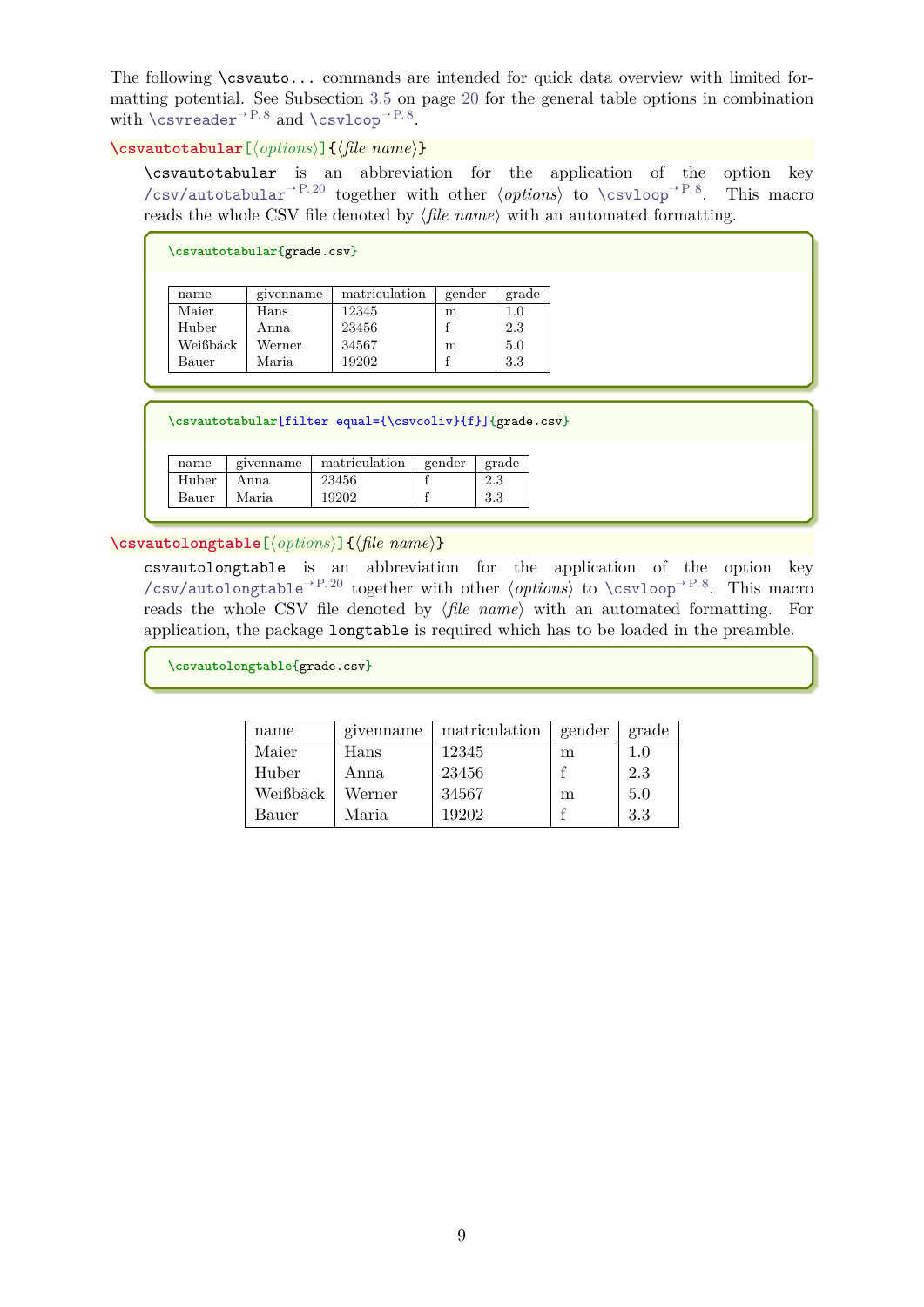The following `\csvauto...` commands are intended for quick data overview with limited formatting potential. See Subsection 3.5 on page 20 for the general table options in combination with `\csvreader`→P. 8 and `\csvloop`→P. 8.

**`\csvautotabular[⟨options⟩]{⟨file name⟩}`**

`\csvautotabular` is an abbreviation for the application of the option key `/csv/autotabular`→P. 20 together with other ⟨*options*⟩ to `\csvloop`→P. 8. This macro reads the whole CSV file denoted by ⟨*file name*⟩ with an automated formatting.

```
\csvautotabular{grade.csv}
```

| name | givenname | matriculation | gender | grade |
|---|---|---|---|---|
| Maier | Hans | 12345 | m | 1.0 |
| Huber | Anna | 23456 | f | 2.3 |
| Weißbäck | Werner | 34567 | m | 5.0 |
| Bauer | Maria | 19202 | f | 3.3 |

```
\csvautotabular[filter equal={\csvcoliv}{f}]{grade.csv}
```

| name | givenname | matriculation | gender | grade |
|---|---|---|---|---|
| Huber | Anna | 23456 | f | 2.3 |
| Bauer | Maria | 19202 | f | 3.3 |

**`\csvautolongtable[⟨options⟩]{⟨file name⟩}`**

`csvautolongtable` is an abbreviation for the application of the option key `/csv/autolongtable`→P. 20 together with other ⟨*options*⟩ to `\csvloop`→P. 8. This macro reads the whole CSV file denoted by ⟨*file name*⟩ with an automated formatting. For application, the package `longtable` is required which has to be loaded in the preamble.

```
\csvautolongtable{grade.csv}
```

| name | givenname | matriculation | gender | grade |
|---|---|---|---|---|
| Maier | Hans | 12345 | m | 1.0 |
| Huber | Anna | 23456 | f | 2.3 |
| Weißbäck | Werner | 34567 | m | 5.0 |
| Bauer | Maria | 19202 | f | 3.3 |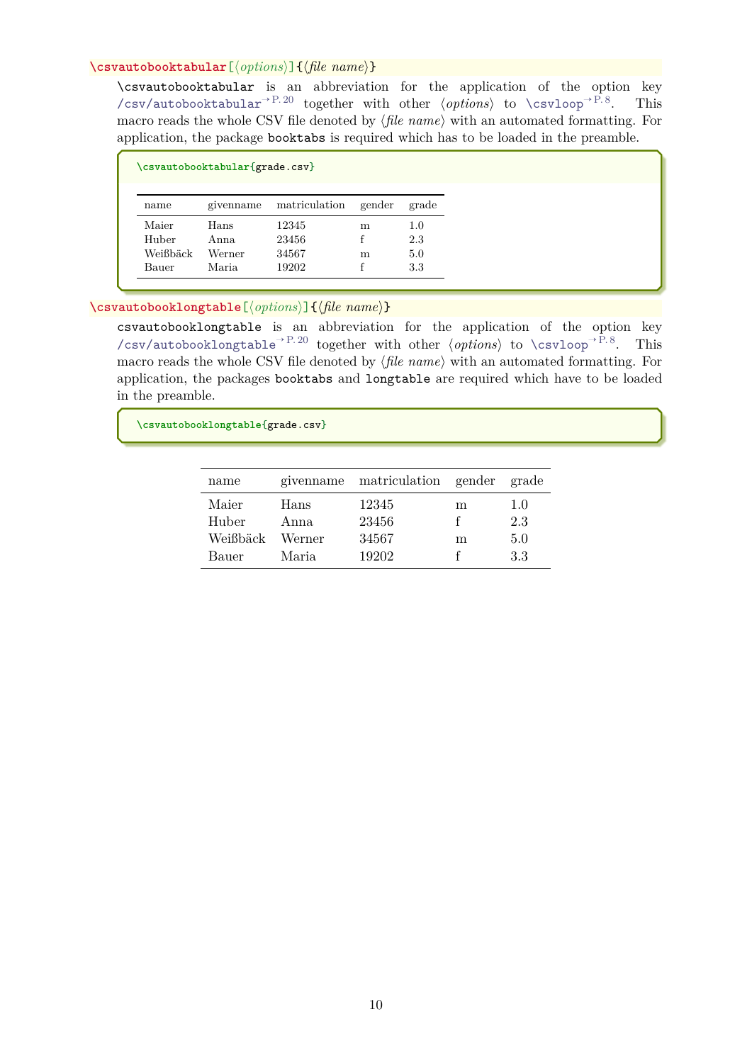`\csvautobooktabular[⟨options⟩]{⟨file name⟩}`

`\csvautobooktabular` is an abbreviation for the application of the option key `/csv/autobooktabular`→P. 20 together with other ⟨*options*⟩ to `\csvloop`→P. 8. This macro reads the whole CSV file denoted by ⟨*file name*⟩ with an automated formatting. For application, the package `booktabs` is required which has to be loaded in the preamble.

```
\csvautobooktabular{grade.csv}
```

| name | givenname | matriculation | gender | grade |
|---|---|---|---|---|
| Maier | Hans | 12345 | m | 1.0 |
| Huber | Anna | 23456 | f | 2.3 |
| Weißbäck | Werner | 34567 | m | 5.0 |
| Bauer | Maria | 19202 | f | 3.3 |

`\csvautobooklongtable[⟨options⟩]{⟨file name⟩}`

`csvautobooklongtable` is an abbreviation for the application of the option key `/csv/autobooklongtable`→P. 20 together with other ⟨*options*⟩ to `\csvloop`→P. 8. This macro reads the whole CSV file denoted by ⟨*file name*⟩ with an automated formatting. For application, the packages `booktabs` and `longtable` are required which have to be loaded in the preamble.

```
\csvautobooklongtable{grade.csv}
```

| name | givenname | matriculation | gender | grade |
|---|---|---|---|---|
| Maier | Hans | 12345 | m | 1.0 |
| Huber | Anna | 23456 | f | 2.3 |
| Weißbäck | Werner | 34567 | m | 5.0 |
| Bauer | Maria | 19202 | f | 3.3 |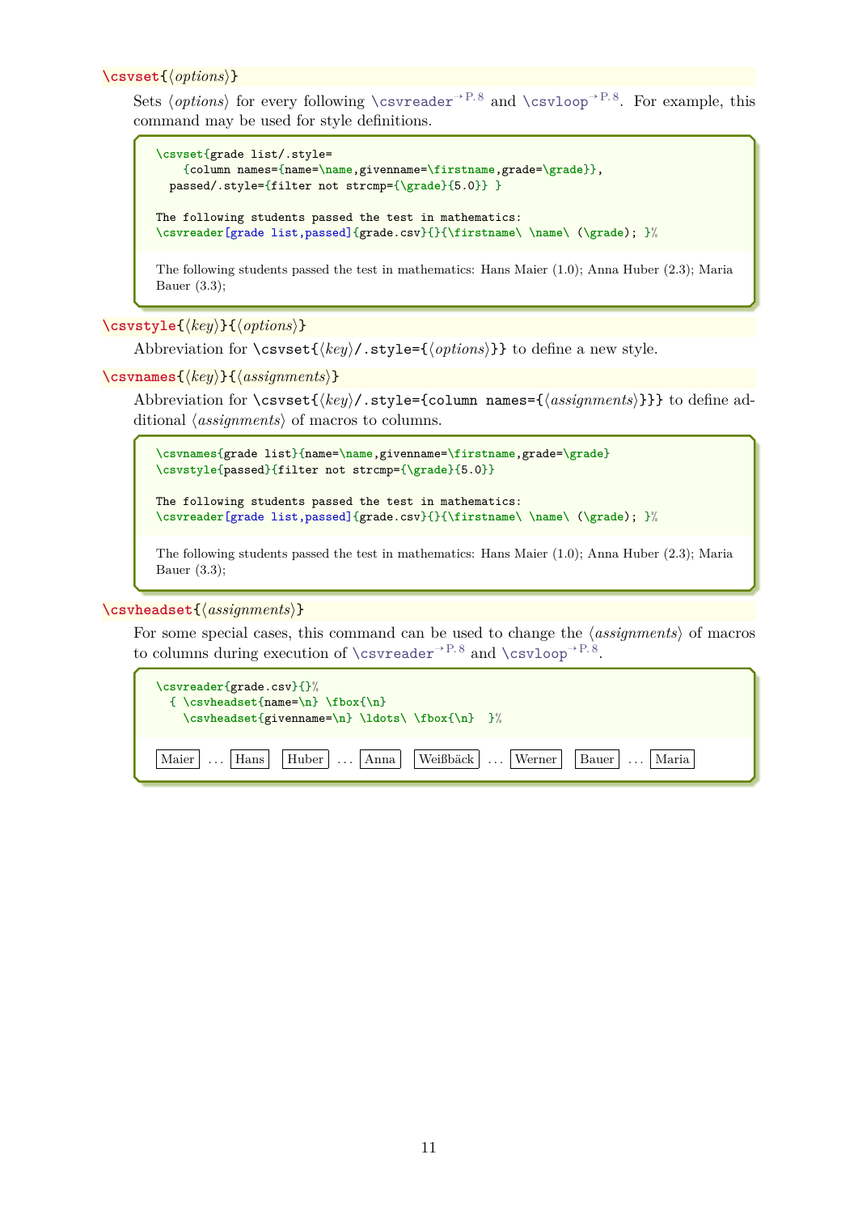`\csvset{⟨options⟩}`

Sets ⟨*options*⟩ for every following `\csvreader`→ P. 8 and `\csvloop`→ P. 8. For example, this command may be used for style definitions.

```
\csvset{grade list/.style=
    {column names={name=\name,givenname=\firstname,grade=\grade}},
  passed/.style={filter not strcmp={\grade}{5.0}} }

The following students passed the test in mathematics:
\csvreader[grade list,passed]{grade.csv}{}{\firstname\ \name\ (\grade); }%
```

The following students passed the test in mathematics: Hans Maier (1.0); Anna Huber (2.3); Maria Bauer (3.3);

`\csvstyle{⟨key⟩}{⟨options⟩}`

Abbreviation for `\csvset{⟨key⟩/.style={⟨options⟩}}` to define a new style.

`\csvnames{⟨key⟩}{⟨assignments⟩}`

Abbreviation for `\csvset{⟨key⟩/.style={column names={⟨assignments⟩}}}` to define additional ⟨*assignments*⟩ of macros to columns.

```
\csvnames{grade list}{name=\name,givenname=\firstname,grade=\grade}
\csvstyle{passed}{filter not strcmp={\grade}{5.0}}

The following students passed the test in mathematics:
\csvreader[grade list,passed]{grade.csv}{}{\firstname\ \name\ (\grade); }%
```

The following students passed the test in mathematics: Hans Maier (1.0); Anna Huber (2.3); Maria Bauer (3.3);

`\csvheadset{⟨assignments⟩}`

For some special cases, this command can be used to change the ⟨*assignments*⟩ of macros to columns during execution of `\csvreader`→ P. 8 and `\csvloop`→ P. 8.

```
\csvreader{grade.csv}{}%
  { \csvheadset{name=\n} \fbox{\n}
    \csvheadset{givenname=\n} \ldots\ \fbox{\n}  }%
```

Maier … Hans   Huber … Anna   Weißbäck … Werner   Bauer … Maria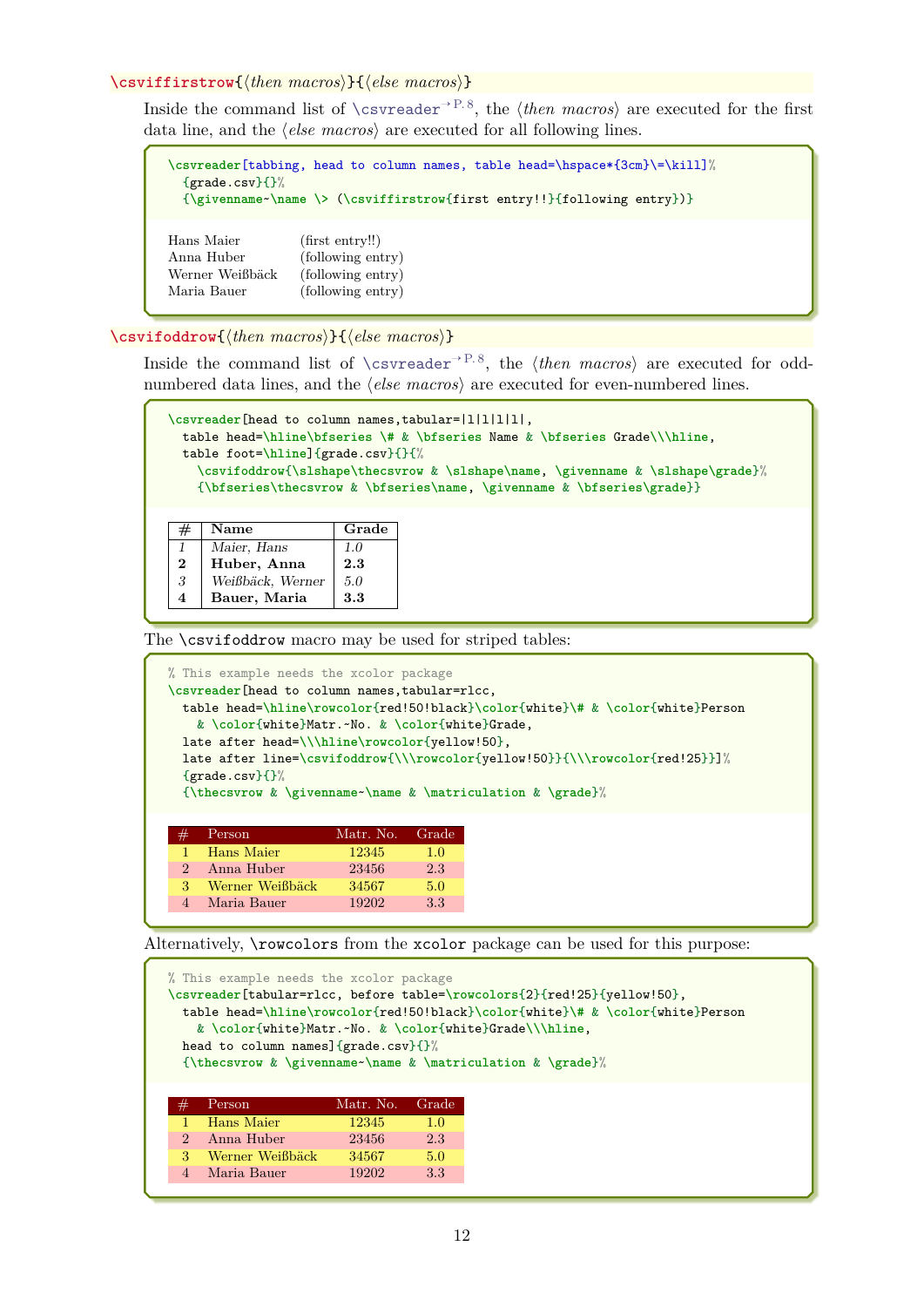\csviffirstrow{⟨then macros⟩}{⟨else macros⟩}

Inside the command list of \csvreader→P.8, the ⟨then macros⟩ are executed for the first data line, and the ⟨else macros⟩ are executed for all following lines.

```
\csvreader[tabbing, head to column names, table head=\hspace*{3cm}\=\kill]%
  {grade.csv}{}%
  {\givenname~\name \> (\csviffirstrow{first entry!!}{following entry})}
```

Hans Maier (first entry!!)
Anna Huber (following entry)
Werner Weißbäck (following entry)
Maria Bauer (following entry)

\csvifoddrow{⟨then macros⟩}{⟨else macros⟩}

Inside the command list of \csvreader→P.8, the ⟨then macros⟩ are executed for odd-numbered data lines, and the ⟨else macros⟩ are executed for even-numbered lines.

```
\csvreader[head to column names,tabular=|l|l|l|l|,
  table head=\hline\bfseries \# & \bfseries Name & \bfseries Grade\\\hline,
  table foot=\hline]{grade.csv}{}{%
    \csvifoddrow{\slshape\thecsvrow & \slshape\name, \givenname & \slshape\grade}%
    {\bfseries\thecsvrow & \bfseries\name, \givenname & \bfseries\grade}}
```

| **#** | **Name** | **Grade** |
|---|---|---|
| *1* | *Maier, Hans* | *1.0* |
| **2** | **Huber, Anna** | **2.3** |
| *3* | *Weißbäck, Werner* | *5.0* |
| **4** | **Bauer, Maria** | **3.3** |

The \csvifoddrow macro may be used for striped tables:

```
% This example needs the xcolor package
\csvreader[head to column names,tabular=rlcc,
  table head=\hline\rowcolor{red!50!black}\color{white}\# & \color{white}Person
    & \color{white}Matr.~No. & \color{white}Grade,
  late after head=\\\hline\rowcolor{yellow!50},
  late after line=\csvifoddrow{\\\rowcolor{yellow!50}}{\\\rowcolor{red!25}}]%
  {grade.csv}{}%
  {\thecsvrow & \givenname~\name & \matriculation & \grade}%
```

| # | Person | Matr. No. | Grade |
|---|---|---|---|
| 1 | Hans Maier | 12345 | 1.0 |
| 2 | Anna Huber | 23456 | 2.3 |
| 3 | Werner Weißbäck | 34567 | 5.0 |
| 4 | Maria Bauer | 19202 | 3.3 |

Alternatively, \rowcolors from the xcolor package can be used for this purpose:

```
% This example needs the xcolor package
\csvreader[tabular=rlcc, before table=\rowcolors{2}{red!25}{yellow!50},
  table head=\hline\rowcolor{red!50!black}\color{white}\# & \color{white}Person
    & \color{white}Matr.~No. & \color{white}Grade\\\hline,
  head to column names]{grade.csv}{}%
  {\thecsvrow & \givenname~\name & \matriculation & \grade}%
```

| # | Person | Matr. No. | Grade |
|---|---|---|---|
| 1 | Hans Maier | 12345 | 1.0 |
| 2 | Anna Huber | 23456 | 2.3 |
| 3 | Werner Weißbäck | 34567 | 5.0 |
| 4 | Maria Bauer | 19202 | 3.3 |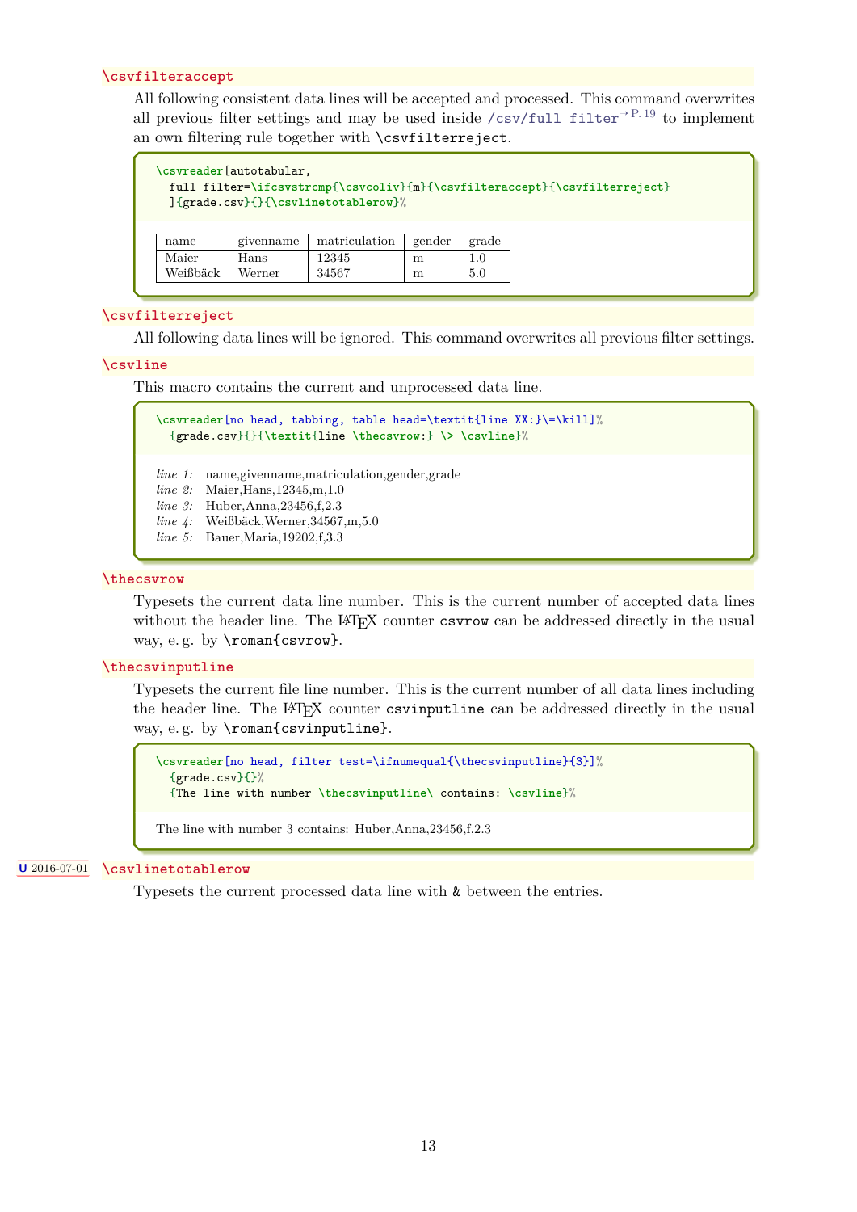**\csvfilteraccept**

All following consistent data lines will be accepted and processed. This command overwrites all previous filter settings and may be used inside /csv/full filter →P. 19 to implement an own filtering rule together with \csvfilterreject.

```
\csvreader[autotabular,
  full filter=\ifcsvstrcmp{\csvcoliv}{m}{\csvfilteraccept}{\csvfilterreject}
  ]{grade.csv}{}{\csvlinetotablerow}%
```

| name | givenname | matriculation | gender | grade |
|---|---|---|---|---|
| Maier | Hans | 12345 | m | 1.0 |
| Weißbäck | Werner | 34567 | m | 5.0 |

**\csvfilterreject**

All following data lines will be ignored. This command overwrites all previous filter settings.

**\csvline**

This macro contains the current and unprocessed data line.

```
\csvreader[no head, tabbing, table head=\textit{line XX:}\=\kill]%
  {grade.csv}{}{\textit{line \thecsvrow:} \> \csvline}%
```

*line 1:* name,givenname,matriculation,gender,grade
*line 2:* Maier,Hans,12345,m,1.0
*line 3:* Huber,Anna,23456,f,2.3
*line 4:* Weißbäck,Werner,34567,m,5.0
*line 5:* Bauer,Maria,19202,f,3.3

**\thecsvrow**

Typesets the current data line number. This is the current number of accepted data lines without the header line. The LaTeX counter csvrow can be addressed directly in the usual way, e. g. by \roman{csvrow}.

**\thecsvinputline**

Typesets the current file line number. This is the current number of all data lines including the header line. The LaTeX counter csvinputline can be addressed directly in the usual way, e. g. by \roman{csvinputline}.

```
\csvreader[no head, filter test=\ifnumequal{\thecsvinputline}{3}]%
  {grade.csv}{}%
  {The line with number \thecsvinputline\ contains: \csvline}%
```

The line with number 3 contains: Huber,Anna,23456,f,2.3

U 2016-07-01 **\csvlinetotablerow**

Typesets the current processed data line with & between the entries.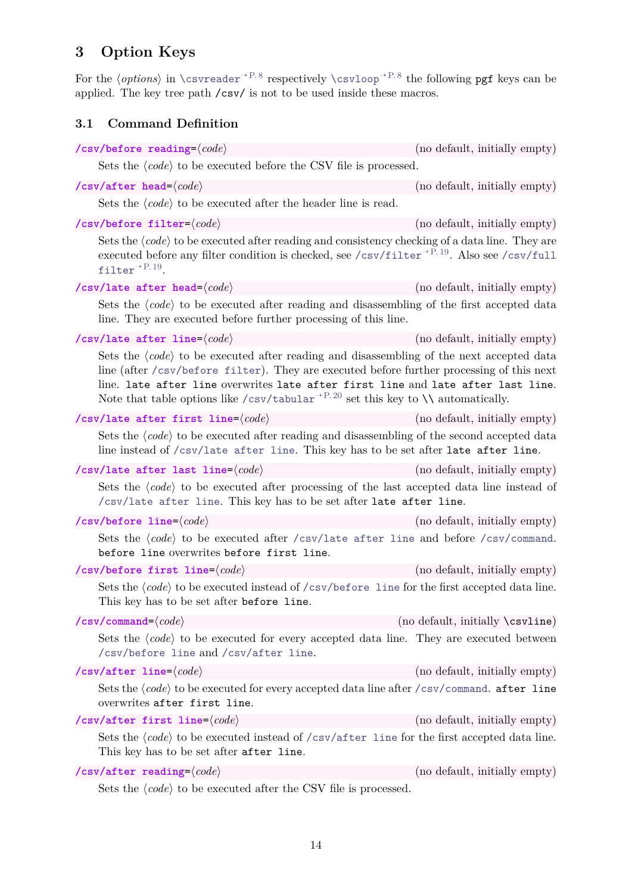## 3 Option Keys

For the ⟨*options*⟩ in `\csvreader`→P. 8 respectively `\csvloop`→P. 8 the following `pgf` keys can be applied. The key tree path `/csv/` is not to be used inside these macros.

### 3.1 Command Definition

`/csv/before reading=`⟨*code*⟩ (no default, initially empty)

Sets the ⟨*code*⟩ to be executed before the CSV file is processed.

`/csv/after head=`⟨*code*⟩ (no default, initially empty)

Sets the ⟨*code*⟩ to be executed after the header line is read.

`/csv/before filter=`⟨*code*⟩ (no default, initially empty)

Sets the ⟨*code*⟩ to be executed after reading and consistency checking of a data line. They are executed before any filter condition is checked, see `/csv/filter`→P. 19. Also see `/csv/full filter`→P. 19.

`/csv/late after head=`⟨*code*⟩ (no default, initially empty)

Sets the ⟨*code*⟩ to be executed after reading and disassembling of the first accepted data line. They are executed before further processing of this line.

`/csv/late after line=`⟨*code*⟩ (no default, initially empty)

Sets the ⟨*code*⟩ to be executed after reading and disassembling of the next accepted data line (after `/csv/before filter`). They are executed before further processing of this next line. `late after line` overwrites `late after first line` and `late after last line`. Note that table options like `/csv/tabular`→P. 20 set this key to `\\` automatically.

`/csv/late after first line=`⟨*code*⟩ (no default, initially empty)

Sets the ⟨*code*⟩ to be executed after reading and disassembling of the second accepted data line instead of `/csv/late after line`. This key has to be set after `late after line`.

`/csv/late after last line=`⟨*code*⟩ (no default, initially empty)

Sets the ⟨*code*⟩ to be executed after processing of the last accepted data line instead of `/csv/late after line`. This key has to be set after `late after line`.

`/csv/before line=`⟨*code*⟩ (no default, initially empty)

Sets the ⟨*code*⟩ to be executed after `/csv/late after line` and before `/csv/command`. `before line` overwrites `before first line`.

`/csv/before first line=`⟨*code*⟩ (no default, initially empty)

Sets the ⟨*code*⟩ to be executed instead of `/csv/before line` for the first accepted data line. This key has to be set after `before line`.

`/csv/command=`⟨*code*⟩ (no default, initially `\csvline`)

Sets the ⟨*code*⟩ to be executed for every accepted data line. They are executed between `/csv/before line` and `/csv/after line`.

`/csv/after line=`⟨*code*⟩ (no default, initially empty)

Sets the ⟨*code*⟩ to be executed for every accepted data line after `/csv/command`. `after line` overwrites `after first line`.

`/csv/after first line=`⟨*code*⟩ (no default, initially empty)

Sets the ⟨*code*⟩ to be executed instead of `/csv/after line` for the first accepted data line. This key has to be set after `after line`.

`/csv/after reading=`⟨*code*⟩ (no default, initially empty)

Sets the ⟨*code*⟩ to be executed after the CSV file is processed.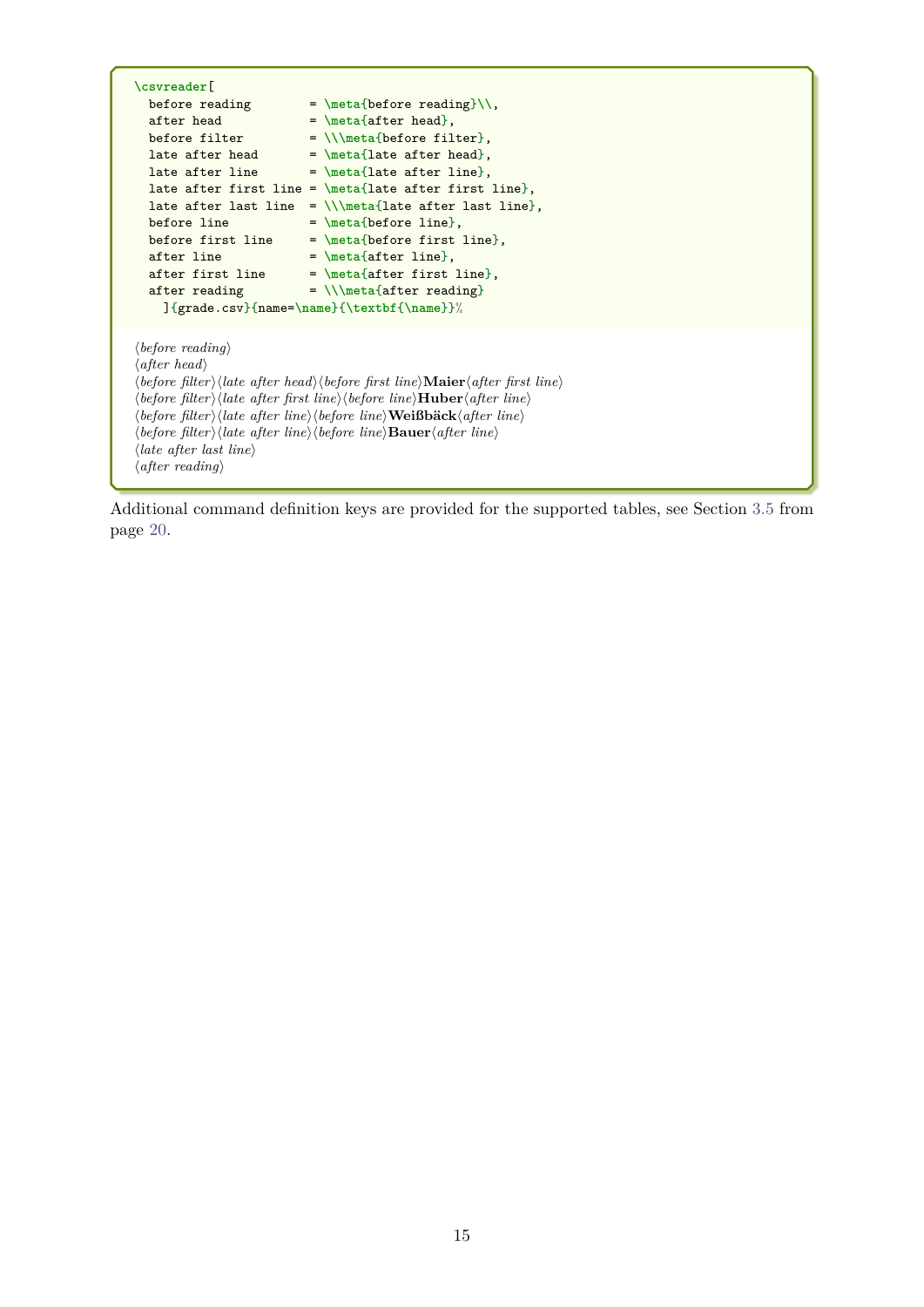```
\csvreader[
  before reading        = \meta{before reading}\\,
  after head            = \meta{after head},
  before filter         = \\\meta{before filter},
  late after head       = \meta{late after head},
  late after line       = \meta{late after line},
  late after first line = \meta{late after first line},
  late after last line  = \\\meta{late after last line},
  before line           = \meta{before line},
  before first line     = \meta{before first line},
  after line            = \meta{after line},
  after first line      = \meta{after first line},
  after reading         = \\\meta{after reading}
    ]{grade.csv}{name=\name}{\textbf{\name}}%
```

⟨*before reading*⟩
⟨*after head*⟩
⟨*before filter*⟩⟨*late after head*⟩⟨*before first line*⟩**Maier**⟨*after first line*⟩
⟨*before filter*⟩⟨*late after first line*⟩⟨*before line*⟩**Huber**⟨*after line*⟩
⟨*before filter*⟩⟨*late after line*⟩⟨*before line*⟩**Weißbäck**⟨*after line*⟩
⟨*before filter*⟩⟨*late after line*⟩⟨*before line*⟩**Bauer**⟨*after line*⟩
⟨*late after last line*⟩
⟨*after reading*⟩

Additional command definition keys are provided for the supported tables, see Section 3.5 from page 20.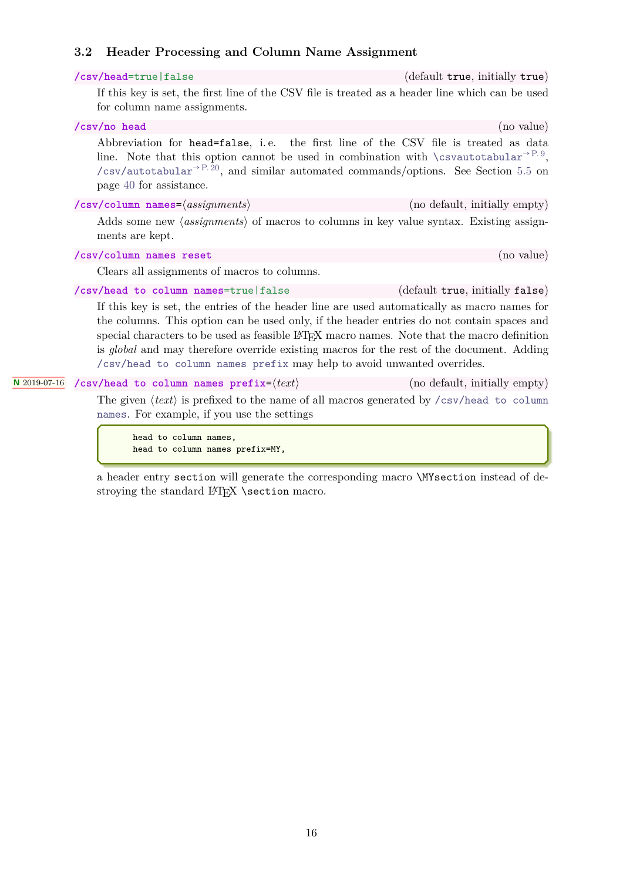### 3.2 Header Processing and Column Name Assignment

**/csv/head**=true|false (default `true`, initially `true`)

If this key is set, the first line of the CSV file is treated as a header line which can be used for column name assignments.

**/csv/no head** (no value)

Abbreviation for `head=false`, i.e. the first line of the CSV file is treated as data line. Note that this option cannot be used in combination with `\csvautotabular`→P. 9, `/csv/autotabular`→P. 20, and similar automated commands/options. See Section 5.5 on page 40 for assistance.

**/csv/column names**=⟨*assignments*⟩ (no default, initially empty)

Adds some new ⟨*assignments*⟩ of macros to columns in key value syntax. Existing assignments are kept.

**/csv/column names reset** (no value)

Clears all assignments of macros to columns.

**/csv/head to column names**=true|false (default `true`, initially `false`)

If this key is set, the entries of the header line are used automatically as macro names for the columns. This option can be used only, if the header entries do not contain spaces and special characters to be used as feasible LaTeX macro names. Note that the macro definition is *global* and may therefore override existing macros for the rest of the document. Adding `/csv/head to column names prefix` may help to avoid unwanted overrides.

N 2019-07-16 **/csv/head to column names prefix**=⟨*text*⟩ (no default, initially empty)

The given ⟨*text*⟩ is prefixed to the name of all macros generated by `/csv/head to column names`. For example, if you use the settings

```
head to column names,
head to column names prefix=MY,
```

a header entry `section` will generate the corresponding macro `\MYsection` instead of destroying the standard LaTeX `\section` macro.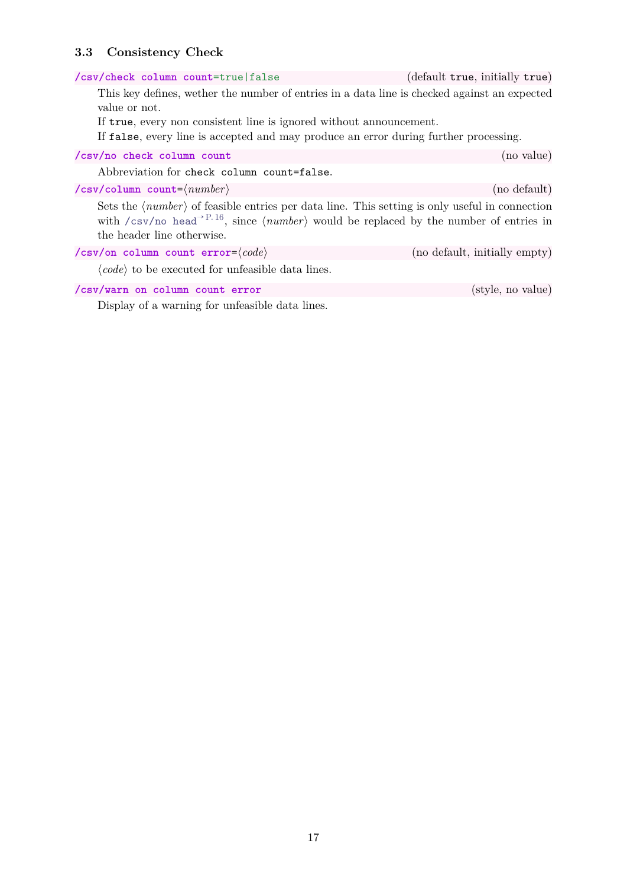### 3.3 Consistency Check

**`/csv/check column count=true|false`** (default `true`, initially `true`)

This key defines, wether the number of entries in a data line is checked against an expected value or not.

If `true`, every non consistent line is ignored without announcement.

If `false`, every line is accepted and may produce an error during further processing.

**`/csv/no check column count`** (no value)

Abbreviation for `check column count=false`.

**`/csv/column count=`⟨*number*⟩** (no default)

Sets the ⟨*number*⟩ of feasible entries per data line. This setting is only useful in connection with `/csv/no head`→ P. 16, since ⟨*number*⟩ would be replaced by the number of entries in the header line otherwise.

**`/csv/on column count error=`⟨*code*⟩** (no default, initially empty)

⟨*code*⟩ to be executed for unfeasible data lines.

**`/csv/warn on column count error`** (style, no value)

Display of a warning for unfeasible data lines.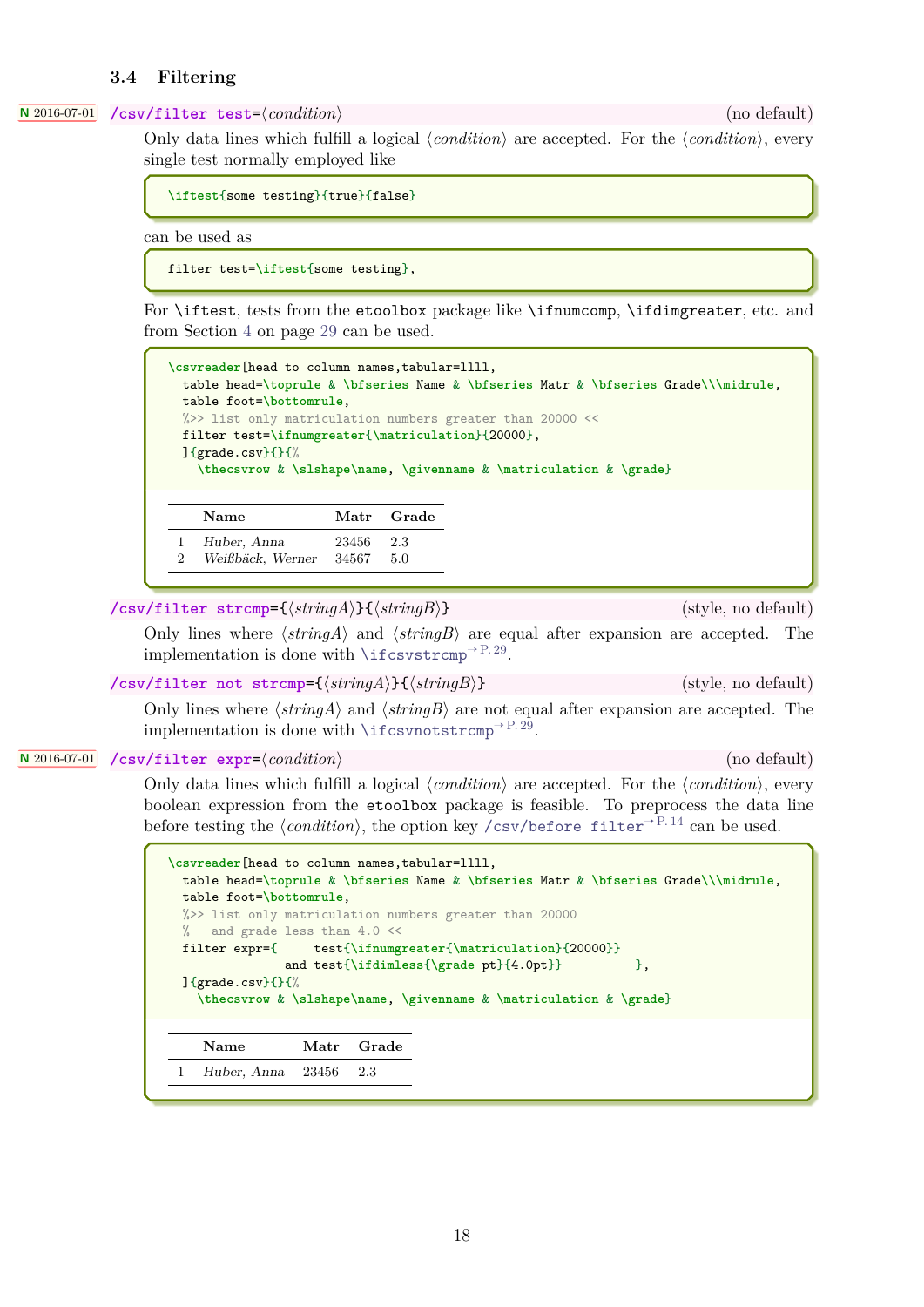### 3.4 Filtering

N 2016-07-01 **/csv/filter test=**⟨*condition*⟩ (no default)

Only data lines which fulfill a logical ⟨*condition*⟩ are accepted. For the ⟨*condition*⟩, every single test normally employed like

```
\iftest{some testing}{true}{false}
```

can be used as

```
filter test=\iftest{some testing},
```

For `\iftest`, tests from the `etoolbox` package like `\ifnumcomp`, `\ifdimgreater`, etc. and from Section 4 on page 29 can be used.

```
\csvreader[head to column names,tabular=llll,
  table head=\toprule & \bfseries Name & \bfseries Matr & \bfseries Grade\\\midrule,
  table foot=\bottomrule,
  %>> list only matriculation numbers greater than 20000 <<
  filter test=\ifnumgreater{\matriculation}{20000},
  ]{grade.csv}{}{%
    \thecsvrow & \slshape\name, \givenname & \matriculation & \grade}
```

| | Name | Matr | Grade |
|---|---|---|---|
| 1 | *Huber, Anna* | 23456 | 2.3 |
| 2 | *Weißbäck, Werner* | 34567 | 5.0 |

**/csv/filter strcmp=**{⟨*stringA*⟩}{⟨*stringB*⟩} (style, no default)

Only lines where ⟨*stringA*⟩ and ⟨*stringB*⟩ are equal after expansion are accepted. The implementation is done with `\ifcsvstrcmp`→P. 29.

**/csv/filter not strcmp=**{⟨*stringA*⟩}{⟨*stringB*⟩} (style, no default)

Only lines where ⟨*stringA*⟩ and ⟨*stringB*⟩ are not equal after expansion are accepted. The implementation is done with `\ifcsvnotstrcmp`→P. 29.

N 2016-07-01 **/csv/filter expr=**⟨*condition*⟩ (no default)

Only data lines which fulfill a logical ⟨*condition*⟩ are accepted. For the ⟨*condition*⟩, every boolean expression from the `etoolbox` package is feasible. To preprocess the data line before testing the ⟨*condition*⟩, the option key `/csv/before filter`→P. 14 can be used.

```
\csvreader[head to column names,tabular=llll,
  table head=\toprule & \bfseries Name & \bfseries Matr & \bfseries Grade\\\midrule,
  table foot=\bottomrule,
  %>> list only matriculation numbers greater than 20000
  %   and grade less than 4.0 <<
  filter expr={     test{\ifnumgreater{\matriculation}{20000}}
               and test{\ifdimless{\grade pt}{4.0pt}}          },
  ]{grade.csv}{}{%
    \thecsvrow & \slshape\name, \givenname & \matriculation & \grade}
```

| | Name | Matr | Grade |
|---|---|---|---|
| 1 | *Huber, Anna* | 23456 | 2.3 |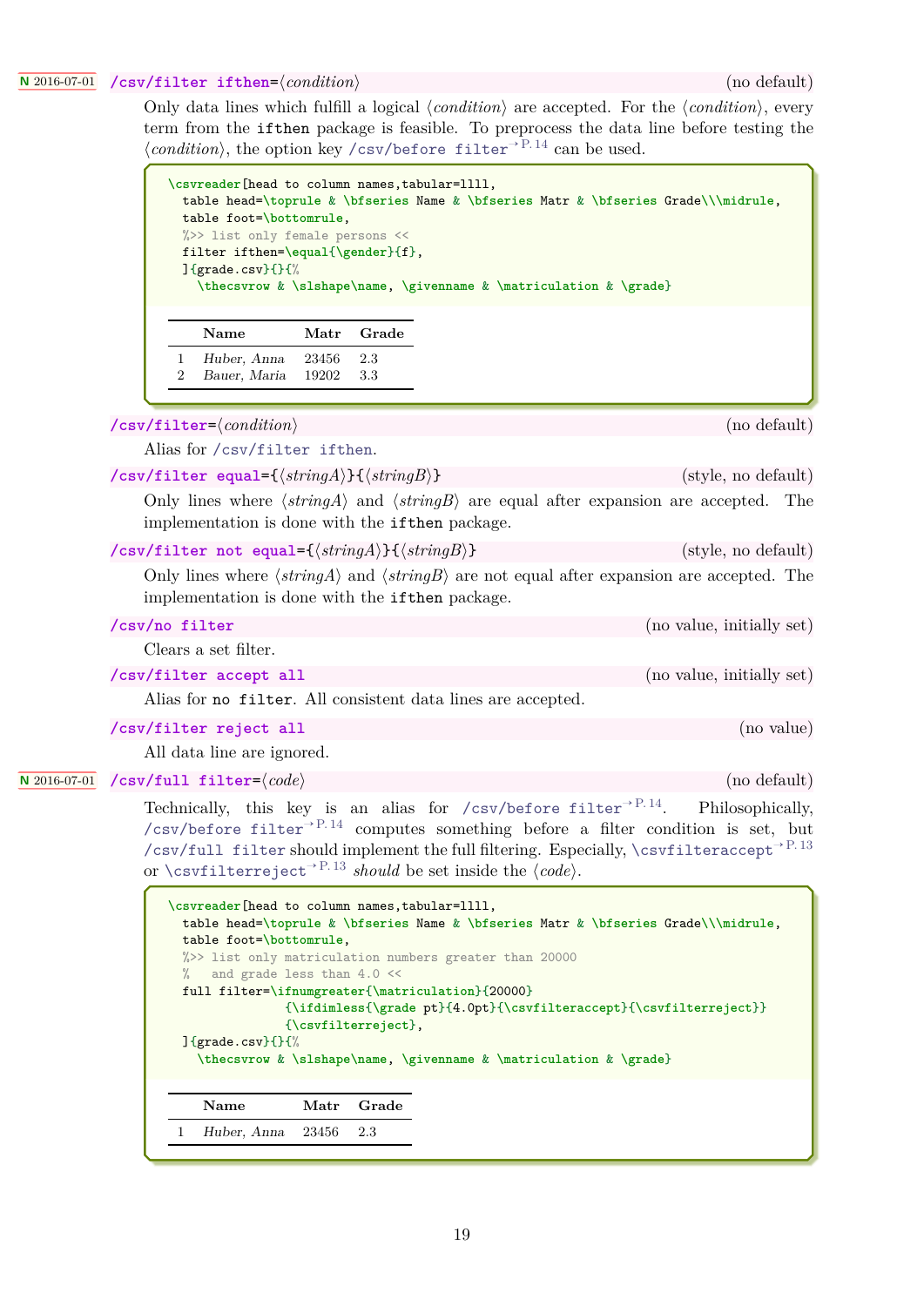N 2016-07-01 **/csv/filter ifthen**=⟨*condition*⟩ (no default)

Only data lines which fulfill a logical ⟨*condition*⟩ are accepted. For the ⟨*condition*⟩, every term from the `ifthen` package is feasible. To preprocess the data line before testing the ⟨*condition*⟩, the option key `/csv/before filter`→P. 14 can be used.

```
\csvreader[head to column names,tabular=llll,
  table head=\toprule & \bfseries Name & \bfseries Matr & \bfseries Grade\\\midrule,
  table foot=\bottomrule,
  %>> list only female persons <<
  filter ifthen=\equal{\gender}{f},
  ]{grade.csv}{}{%
    \thecsvrow & \slshape\name, \givenname & \matriculation & \grade}
```

| | Name | Matr | Grade |
|---|---|---|---|
| 1 | *Huber, Anna* | 23456 | 2.3 |
| 2 | *Bauer, Maria* | 19202 | 3.3 |

**/csv/filter**=⟨*condition*⟩ (no default)

Alias for `/csv/filter ifthen`.

**/csv/filter equal**={⟨*stringA*⟩}{⟨*stringB*⟩} (style, no default)

Only lines where ⟨*stringA*⟩ and ⟨*stringB*⟩ are equal after expansion are accepted. The implementation is done with the `ifthen` package.

**/csv/filter not equal**={⟨*stringA*⟩}{⟨*stringB*⟩} (style, no default)

Only lines where ⟨*stringA*⟩ and ⟨*stringB*⟩ are not equal after expansion are accepted. The implementation is done with the `ifthen` package.

**/csv/no filter** (no value, initially set)

Clears a set filter.

**/csv/filter accept all** (no value, initially set)

Alias for `no filter`. All consistent data lines are accepted.

**/csv/filter reject all** (no value)

All data line are ignored.

N 2016-07-01 **/csv/full filter**=⟨*code*⟩ (no default)

Technically, this key is an alias for `/csv/before filter`→P. 14. Philosophically, `/csv/before filter`→P. 14 computes something before a filter condition is set, but `/csv/full filter` should implement the full filtering. Especially, `\csvfilteraccept`→P. 13 or `\csvfilterreject`→P. 13 *should* be set inside the ⟨*code*⟩.

```
\csvreader[head to column names,tabular=llll,
  table head=\toprule & \bfseries Name & \bfseries Matr & \bfseries Grade\\\midrule,
  table foot=\bottomrule,
  %>> list only matriculation numbers greater than 20000
  %   and grade less than 4.0 <<
  full filter=\ifnumgreater{\matriculation}{20000}
              {\ifdimless{\grade pt}{4.0pt}{\csvfilteraccept}{\csvfilterreject}}
              {\csvfilterreject},
  ]{grade.csv}{}{%
    \thecsvrow & \slshape\name, \givenname & \matriculation & \grade}
```

| | Name | Matr | Grade |
|---|---|---|---|
| 1 | *Huber, Anna* | 23456 | 2.3 |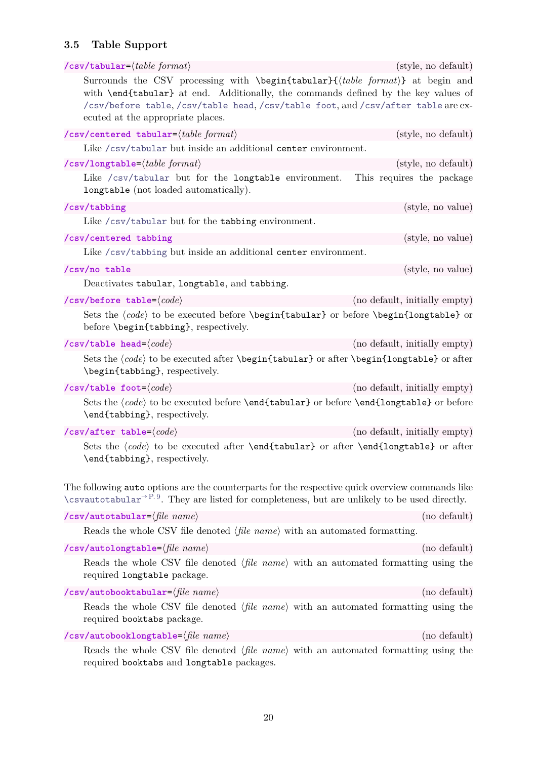### 3.5 Table Support

**`/csv/tabular`**=⟨*table format*⟩ (style, no default)

Surrounds the CSV processing with `\begin{tabular}{`⟨*table format*⟩`}` at begin and with `\end{tabular}` at end. Additionally, the commands defined by the key values of `/csv/before table`, `/csv/table head`, `/csv/table foot`, and `/csv/after table` are executed at the appropriate places.

**`/csv/centered tabular`**=⟨*table format*⟩ (style, no default)

Like `/csv/tabular` but inside an additional `center` environment.

**`/csv/longtable`**=⟨*table format*⟩ (style, no default)

Like `/csv/tabular` but for the `longtable` environment. This requires the package `longtable` (not loaded automatically).

**`/csv/tabbing`** (style, no value)

Like `/csv/tabular` but for the `tabbing` environment.

**`/csv/centered tabbing`** (style, no value)

Like `/csv/tabbing` but inside an additional `center` environment.

**`/csv/no table`** (style, no value)

Deactivates `tabular`, `longtable`, and `tabbing`.

**`/csv/before table`**=⟨*code*⟩ (no default, initially empty)

Sets the ⟨*code*⟩ to be executed before `\begin{tabular}` or before `\begin{longtable}` or before `\begin{tabbing}`, respectively.

**`/csv/table head`**=⟨*code*⟩ (no default, initially empty)

Sets the ⟨*code*⟩ to be executed after `\begin{tabular}` or after `\begin{longtable}` or after `\begin{tabbing}`, respectively.

**`/csv/table foot`**=⟨*code*⟩ (no default, initially empty)

Sets the ⟨*code*⟩ to be executed before `\end{tabular}` or before `\end{longtable}` or before `\end{tabbing}`, respectively.

**`/csv/after table`**=⟨*code*⟩ (no default, initially empty)

Sets the ⟨*code*⟩ to be executed after `\end{tabular}` or after `\end{longtable}` or after `\end{tabbing}`, respectively.

The following `auto` options are the counterparts for the respective quick overview commands like `\csvautotabular`→P. 9. They are listed for completeness, but are unlikely to be used directly.

**`/csv/autotabular`**=⟨*file name*⟩ (no default)

Reads the whole CSV file denoted ⟨*file name*⟩ with an automated formatting.

**`/csv/autolongtable`**=⟨*file name*⟩ (no default)

Reads the whole CSV file denoted ⟨*file name*⟩ with an automated formatting using the required `longtable` package.

**`/csv/autobooktabular`**=⟨*file name*⟩ (no default)

Reads the whole CSV file denoted ⟨*file name*⟩ with an automated formatting using the required `booktabs` package.

**`/csv/autobooklongtable`**=⟨*file name*⟩ (no default)

Reads the whole CSV file denoted ⟨*file name*⟩ with an automated formatting using the required `booktabs` and `longtable` packages.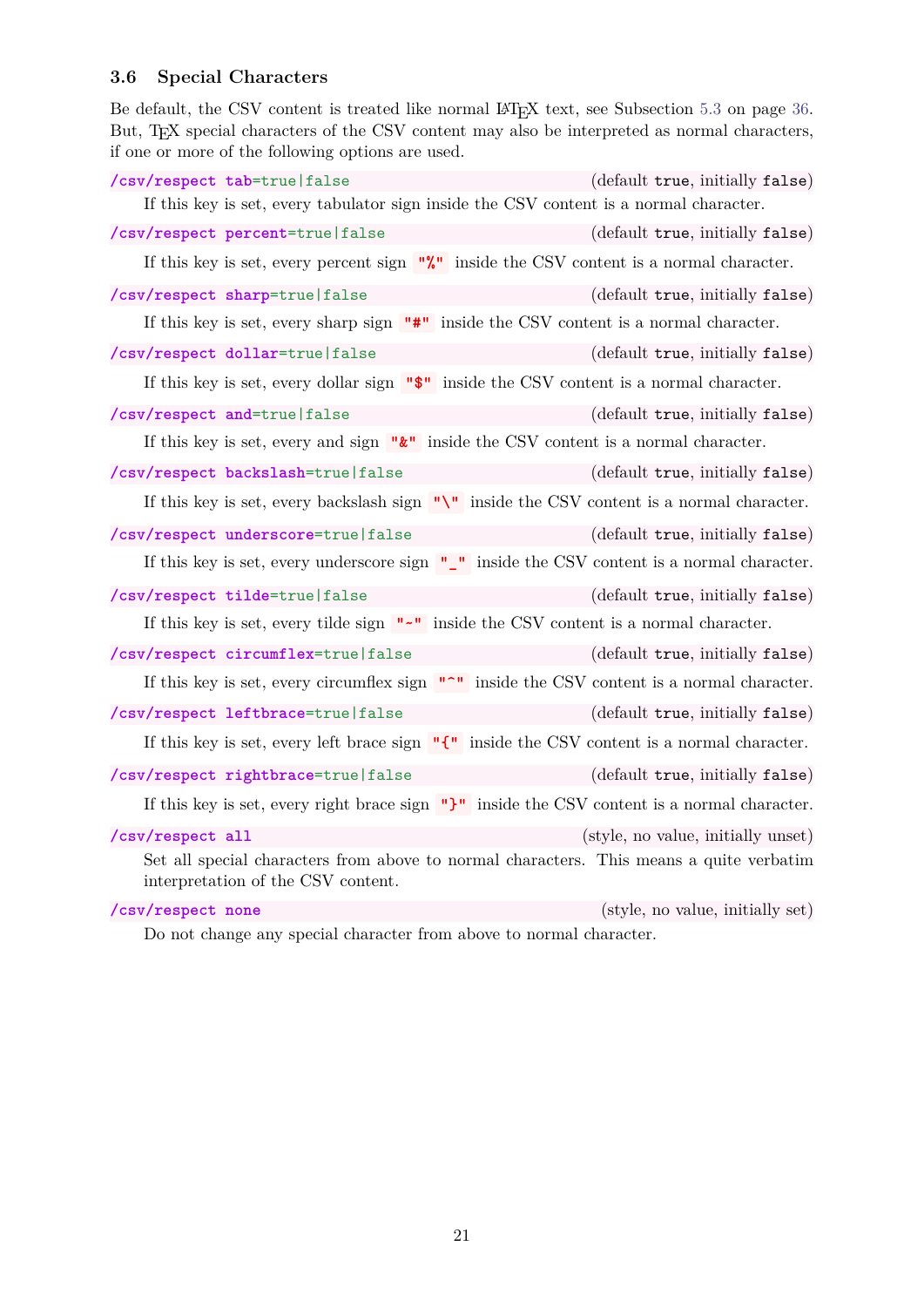### 3.6 Special Characters

Be default, the CSV content is treated like normal LaTeX text, see Subsection 5.3 on page 36. But, TeX special characters of the CSV content may also be interpreted as normal characters, if one or more of the following options are used.

`/csv/respect tab=true|false` (default `true`, initially `false`)

If this key is set, every tabulator sign inside the CSV content is a normal character.

`/csv/respect percent=true|false` (default `true`, initially `false`)

If this key is set, every percent sign `"%"` inside the CSV content is a normal character.

`/csv/respect sharp=true|false` (default `true`, initially `false`)

If this key is set, every sharp sign `"#"` inside the CSV content is a normal character.

`/csv/respect dollar=true|false` (default `true`, initially `false`)

If this key is set, every dollar sign `"$"` inside the CSV content is a normal character.

`/csv/respect and=true|false` (default `true`, initially `false`)

If this key is set, every and sign `"&"` inside the CSV content is a normal character.

`/csv/respect backslash=true|false` (default `true`, initially `false`)

If this key is set, every backslash sign `"\"` inside the CSV content is a normal character.

`/csv/respect underscore=true|false` (default `true`, initially `false`)

If this key is set, every underscore sign `"_"` inside the CSV content is a normal character.

`/csv/respect tilde=true|false` (default `true`, initially `false`)

If this key is set, every tilde sign `"~"` inside the CSV content is a normal character.

`/csv/respect circumflex=true|false` (default `true`, initially `false`)

If this key is set, every circumflex sign `"^"` inside the CSV content is a normal character.

`/csv/respect leftbrace=true|false` (default `true`, initially `false`)

If this key is set, every left brace sign `"{"` inside the CSV content is a normal character.

`/csv/respect rightbrace=true|false` (default `true`, initially `false`)

If this key is set, every right brace sign `"}"` inside the CSV content is a normal character.

`/csv/respect all` (style, no value, initially unset)

Set all special characters from above to normal characters. This means a quite verbatim interpretation of the CSV content.

`/csv/respect none` (style, no value, initially set)

Do not change any special character from above to normal character.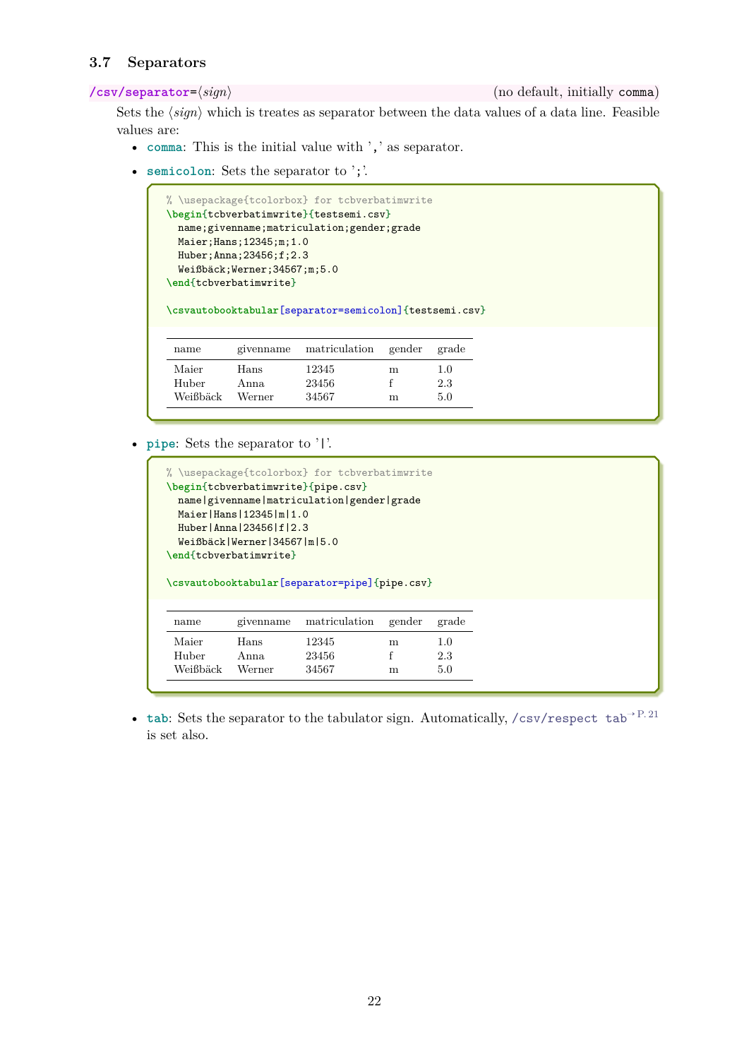### 3.7 Separators

**/csv/separator=⟨*sign*⟩** (no default, initially comma)

Sets the ⟨*sign*⟩ which is treates as separator between the data values of a data line. Feasible values are:

- comma: This is the initial value with ',' as separator.
- semicolon: Sets the separator to ';'.

```
% \usepackage{tcolorbox} for tcbverbatimwrite
\begin{tcbverbatimwrite}{testsemi.csv}
  name;givenname;matriculation;gender;grade
  Maier;Hans;12345;m;1.0
  Huber;Anna;23456;f;2.3
  Weißbäck;Werner;34567;m;5.0
\end{tcbverbatimwrite}

\csvautobooktabular[separator=semicolon]{testsemi.csv}
```

| name | givenname | matriculation | gender | grade |
|---|---|---|---|---|
| Maier | Hans | 12345 | m | 1.0 |
| Huber | Anna | 23456 | f | 2.3 |
| Weißbäck | Werner | 34567 | m | 5.0 |

- pipe: Sets the separator to '|'.

```
% \usepackage{tcolorbox} for tcbverbatimwrite
\begin{tcbverbatimwrite}{pipe.csv}
  name|givenname|matriculation|gender|grade
  Maier|Hans|12345|m|1.0
  Huber|Anna|23456|f|2.3
  Weißbäck|Werner|34567|m|5.0
\end{tcbverbatimwrite}

\csvautobooktabular[separator=pipe]{pipe.csv}
```

| name | givenname | matriculation | gender | grade |
|---|---|---|---|---|
| Maier | Hans | 12345 | m | 1.0 |
| Huber | Anna | 23456 | f | 2.3 |
| Weißbäck | Werner | 34567 | m | 5.0 |

- tab: Sets the separator to the tabulator sign. Automatically, /csv/respect tab → P. 21 is set also.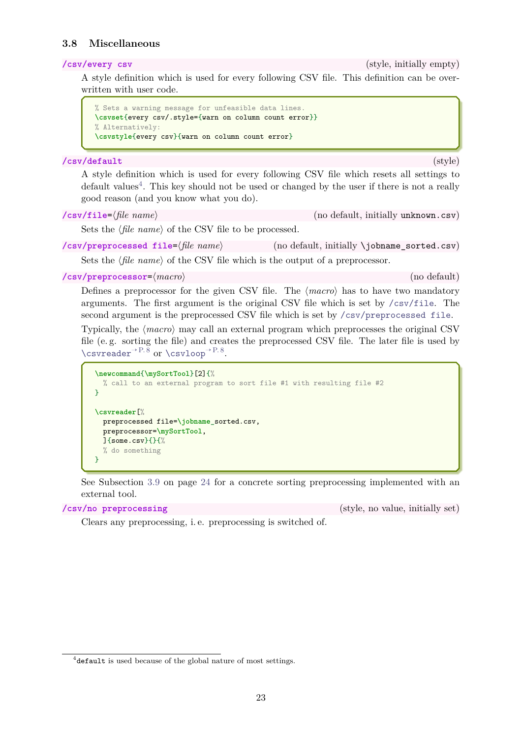### 3.8 Miscellaneous

**/csv/every csv** (style, initially empty)

A style definition which is used for every following CSV file. This definition can be overwritten with user code.

```
% Sets a warning message for unfeasible data lines.
\csvset{every csv/.style={warn on column count error}}
% Alternatively:
\csvstyle{every csv}{warn on column count error}
```

**/csv/default** (style)

A style definition which is used for every following CSV file which resets all settings to default values[4]. This key should not be used or changed by the user if there is not a really good reason (and you know what you do).

**/csv/file**=⟨*file name*⟩ (no default, initially `unknown.csv`)

Sets the ⟨*file name*⟩ of the CSV file to be processed.

**/csv/preprocessed file**=⟨*file name*⟩ (no default, initially `\jobname_sorted.csv`)

Sets the ⟨*file name*⟩ of the CSV file which is the output of a preprocessor.

**/csv/preprocessor**=⟨*macro*⟩ (no default)

Defines a preprocessor for the given CSV file. The ⟨*macro*⟩ has to have two mandatory arguments. The first argument is the original CSV file which is set by `/csv/file`. The second argument is the preprocessed CSV file which is set by `/csv/preprocessed file`.

Typically, the ⟨*macro*⟩ may call an external program which preprocesses the original CSV file (e. g. sorting the file) and creates the preprocessed CSV file. The later file is used by `\csvreader`→P. 8 or `\csvloop`→P. 8.

```
\newcommand{\mySortTool}[2]{%
  % call to an external program to sort file #1 with resulting file #2
}

\csvreader[%
  preprocessed file=\jobname_sorted.csv,
  preprocessor=\mySortTool,
  ]{some.csv}{}{%
  % do something
}
```

See Subsection 3.9 on page 24 for a concrete sorting preprocessing implemented with an external tool.

**/csv/no preprocessing** (style, no value, initially set)

Clears any preprocessing, i. e. preprocessing is switched of.

---

[4] `default` is used because of the global nature of most settings.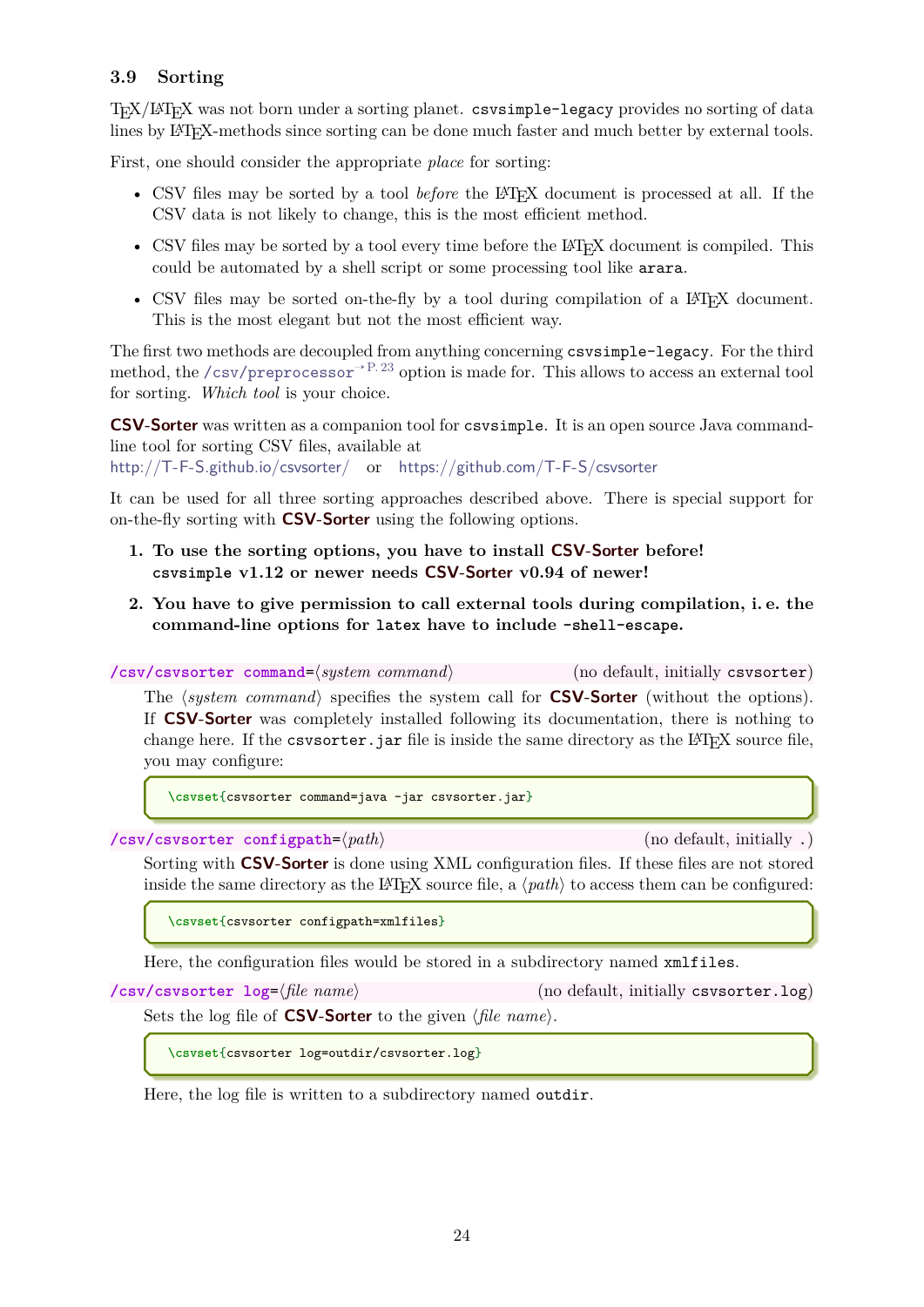### 3.9 Sorting

TeX/LaTeX was not born under a sorting planet. `csvsimple-legacy` provides no sorting of data lines by LaTeX-methods since sorting can be done much faster and much better by external tools.

First, one should consider the appropriate *place* for sorting:

- CSV files may be sorted by a tool *before* the LaTeX document is processed at all. If the CSV data is not likely to change, this is the most efficient method.
- CSV files may be sorted by a tool every time before the LaTeX document is compiled. This could be automated by a shell script or some processing tool like `arara`.
- CSV files may be sorted on-the-fly by a tool during compilation of a LaTeX document. This is the most elegant but not the most efficient way.

The first two methods are decoupled from anything concerning `csvsimple-legacy`. For the third method, the `/csv/preprocessor` →P. 23 option is made for. This allows to access an external tool for sorting. *Which tool* is your choice.

**CSV-Sorter** was written as a companion tool for `csvsimple`. It is an open source Java command-line tool for sorting CSV files, available at
http://T-F-S.github.io/csvsorter/ or https://github.com/T-F-S/csvsorter

It can be used for all three sorting approaches described above. There is special support for on-the-fly sorting with **CSV-Sorter** using the following options.

1. **To use the sorting options, you have to install CSV-Sorter before!**
   **`csvsimple` v1.12 or newer needs CSV-Sorter v0.94 of newer!**
2. **You have to give permission to call external tools during compilation, i. e. the command-line options for `latex` have to include `-shell-escape`.**

`/csv/csvsorter command=`⟨*system command*⟩ (no default, initially `csvsorter`)

The ⟨*system command*⟩ specifies the system call for **CSV-Sorter** (without the options). If **CSV-Sorter** was completely installed following its documentation, there is nothing to change here. If the `csvsorter.jar` file is inside the same directory as the LaTeX source file, you may configure:

```
\csvset{csvsorter command=java -jar csvsorter.jar}
```

`/csv/csvsorter configpath=`⟨*path*⟩ (no default, initially `.`)

Sorting with **CSV-Sorter** is done using XML configuration files. If these files are not stored inside the same directory as the LaTeX source file, a ⟨*path*⟩ to access them can be configured:

```
\csvset{csvsorter configpath=xmlfiles}
```

Here, the configuration files would be stored in a subdirectory named `xmlfiles`.

`/csv/csvsorter log=`⟨*file name*⟩ (no default, initially `csvsorter.log`)

Sets the log file of **CSV-Sorter** to the given ⟨*file name*⟩.

```
\csvset{csvsorter log=outdir/csvsorter.log}
```

Here, the log file is written to a subdirectory named `outdir`.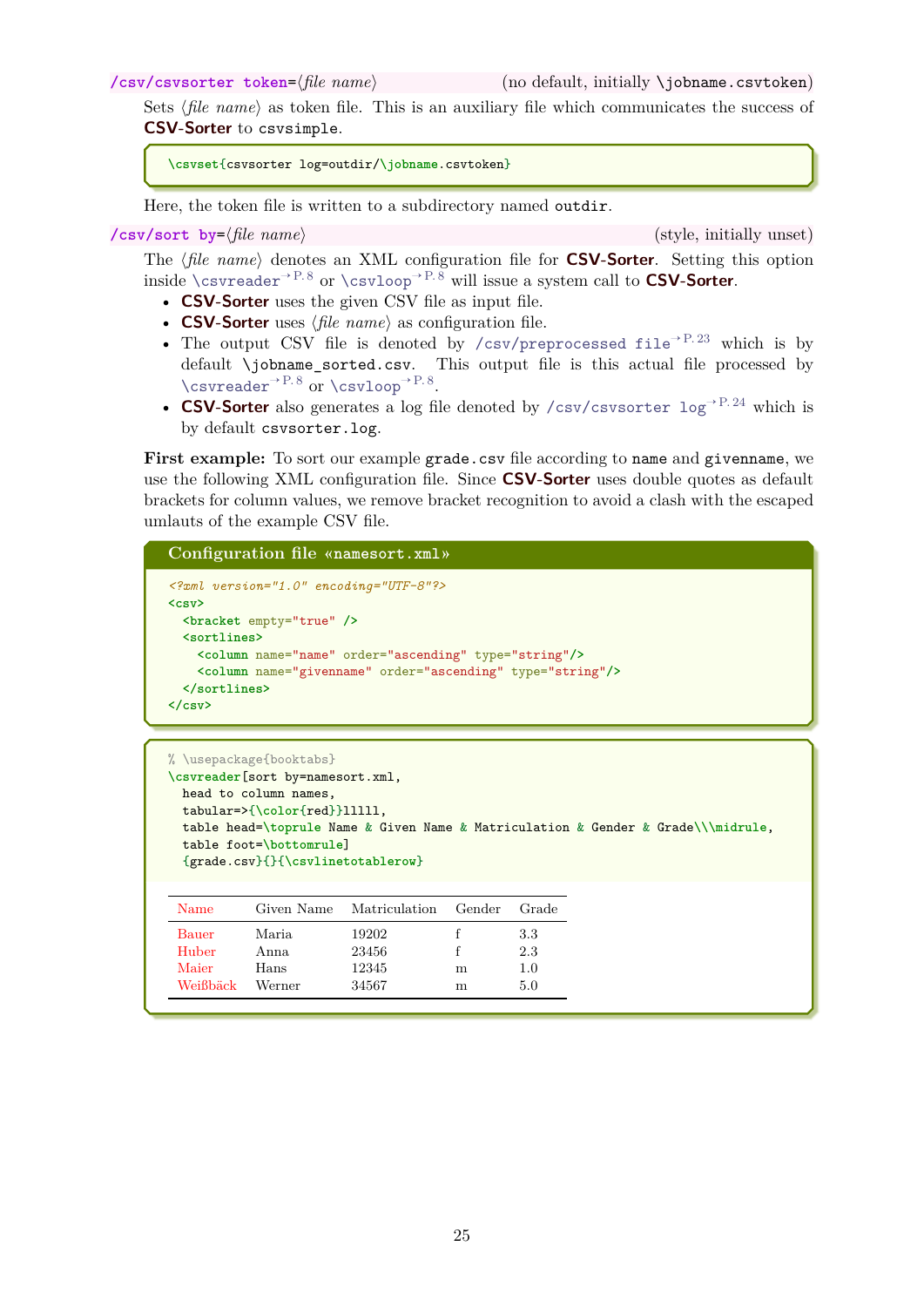**/csv/csvsorter token=**⟨*file name*⟩ (no default, initially `\jobname.csvtoken`)

Sets ⟨*file name*⟩ as token file. This is an auxiliary file which communicates the success of **CSV-Sorter** to `csvsimple`.

```
\csvset{csvsorter log=outdir/\jobname.csvtoken}
```

Here, the token file is written to a subdirectory named `outdir`.

**/csv/sort by=**⟨*file name*⟩ (style, initially unset)

The ⟨*file name*⟩ denotes an XML configuration file for **CSV-Sorter**. Setting this option inside `\csvreader`→P. 8 or `\csvloop`→P. 8 will issue a system call to **CSV-Sorter**.

- **CSV-Sorter** uses the given CSV file as input file.
- **CSV-Sorter** uses ⟨*file name*⟩ as configuration file.
- The output CSV file is denoted by `/csv/preprocessed file`→P. 23 which is by default `\jobname_sorted.csv`. This output file is this actual file processed by `\csvreader`→P. 8 or `\csvloop`→P. 8.
- **CSV-Sorter** also generates a log file denoted by `/csv/csvsorter log`→P. 24 which is by default `csvsorter.log`.

**First example:** To sort our example `grade.csv` file according to `name` and `givenname`, we use the following XML configuration file. Since **CSV-Sorter** uses double quotes as default brackets for column values, we remove bracket recognition to avoid a clash with the escaped umlauts of the example CSV file.

**Configuration file «namesort.xml»**

```xml
<?xml version="1.0" encoding="UTF-8"?>
<csv>
  <bracket empty="true" />
  <sortlines>
    <column name="name" order="ascending" type="string"/>
    <column name="givenname" order="ascending" type="string"/>
  </sortlines>
</csv>
```

```
% \usepackage{booktabs}
\csvreader[sort by=namesort.xml,
  head to column names,
  tabular=>{\color{red}}lllll,
  table head=\toprule Name & Given Name & Matriculation & Gender & Grade\\\midrule,
  table foot=\bottomrule]
  {grade.csv}{}{\csvlinetotablerow}
```

| Name | Given Name | Matriculation | Gender | Grade |
|---|---|---|---|---|
| Bauer | Maria | 19202 | f | 3.3 |
| Huber | Anna | 23456 | f | 2.3 |
| Maier | Hans | 12345 | m | 1.0 |
| Weißbäck | Werner | 34567 | m | 5.0 |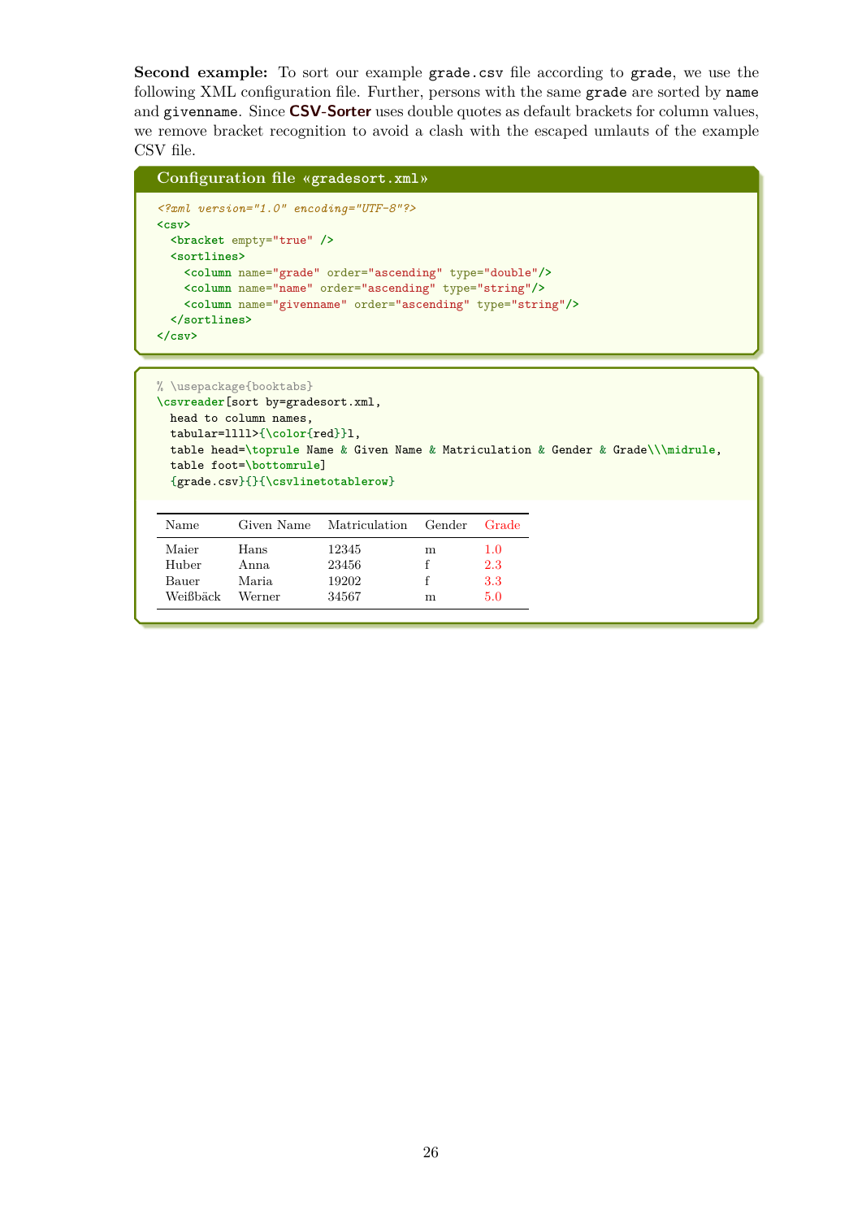**Second example:** To sort our example `grade.csv` file according to `grade`, we use the following XML configuration file. Further, persons with the same `grade` are sorted by `name` and `givenname`. Since **CSV-Sorter** uses double quotes as default brackets for column values, we remove bracket recognition to avoid a clash with the escaped umlauts of the example CSV file.

**Configuration file «gradesort.xml»**

```xml
<?xml version="1.0" encoding="UTF-8"?>
<csv>
  <bracket empty="true" />
  <sortlines>
    <column name="grade" order="ascending" type="double"/>
    <column name="name" order="ascending" type="string"/>
    <column name="givenname" order="ascending" type="string"/>
  </sortlines>
</csv>
```

```latex
% \usepackage{booktabs}
\csvreader[sort by=gradesort.xml,
  head to column names,
  tabular=llll>{\color{red}}l,
  table head=\toprule Name & Given Name & Matriculation & Gender & Grade\\\midrule,
  table foot=\bottomrule]
  {grade.csv}{}{\csvlinetotablerow}
```

| Name | Given Name | Matriculation | Gender | Grade |
|---|---|---|---|---|
| Maier | Hans | 12345 | m | 1.0 |
| Huber | Anna | 23456 | f | 2.3 |
| Bauer | Maria | 19202 | f | 3.3 |
| Weißbäck | Werner | 34567 | m | 5.0 |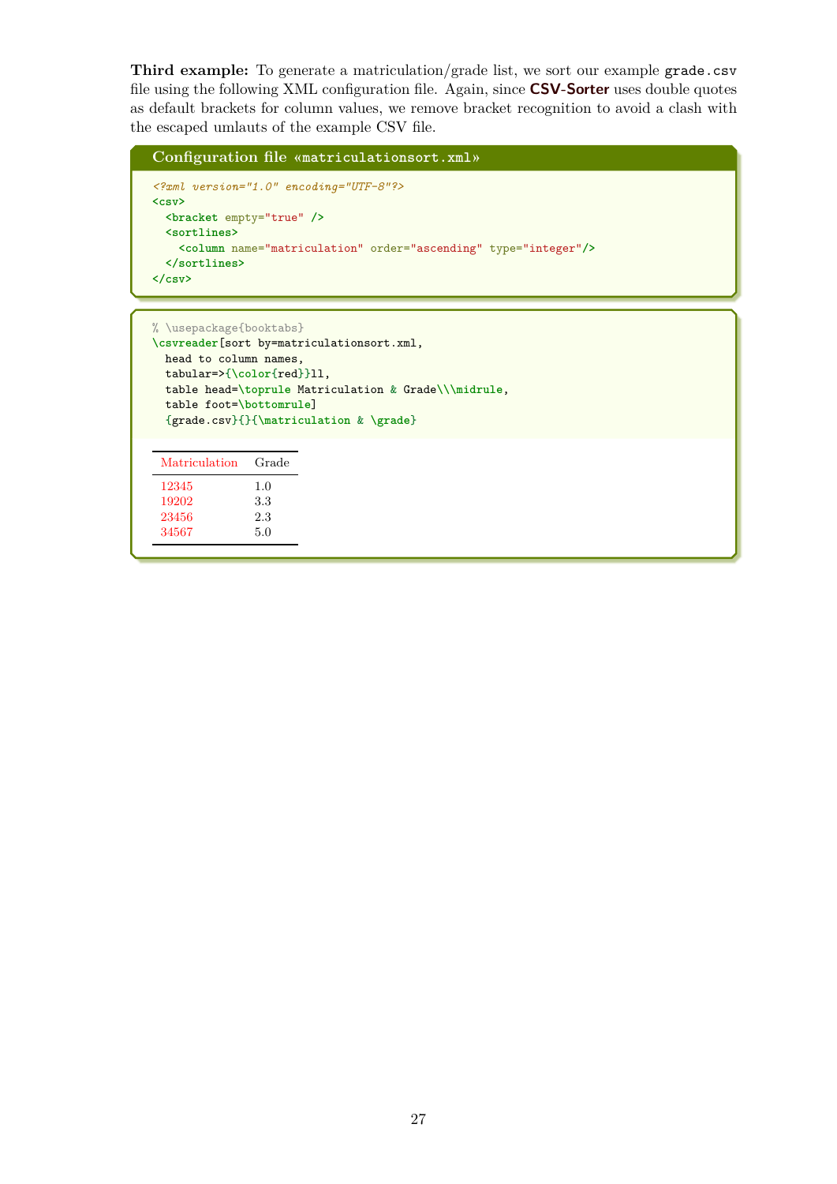**Third example:** To generate a matriculation/grade list, we sort our example `grade.csv` file using the following XML configuration file. Again, since **CSV-Sorter** uses double quotes as default brackets for column values, we remove bracket recognition to avoid a clash with the escaped umlauts of the example CSV file.

**Configuration file «matriculationsort.xml»**

```
<?xml version="1.0" encoding="UTF-8"?>
<csv>
  <bracket empty="true" />
  <sortlines>
    <column name="matriculation" order="ascending" type="integer"/>
  </sortlines>
</csv>
```

```
% \usepackage{booktabs}
\csvreader[sort by=matriculationsort.xml,
  head to column names,
  tabular=>{\color{red}}ll,
  table head=\toprule Matriculation & Grade\\\midrule,
  table foot=\bottomrule]
  {grade.csv}{}{\matriculation & \grade}
```

| Matriculation | Grade |
|---|---|
| 12345 | 1.0 |
| 19202 | 3.3 |
| 23456 | 2.3 |
| 34567 | 5.0 |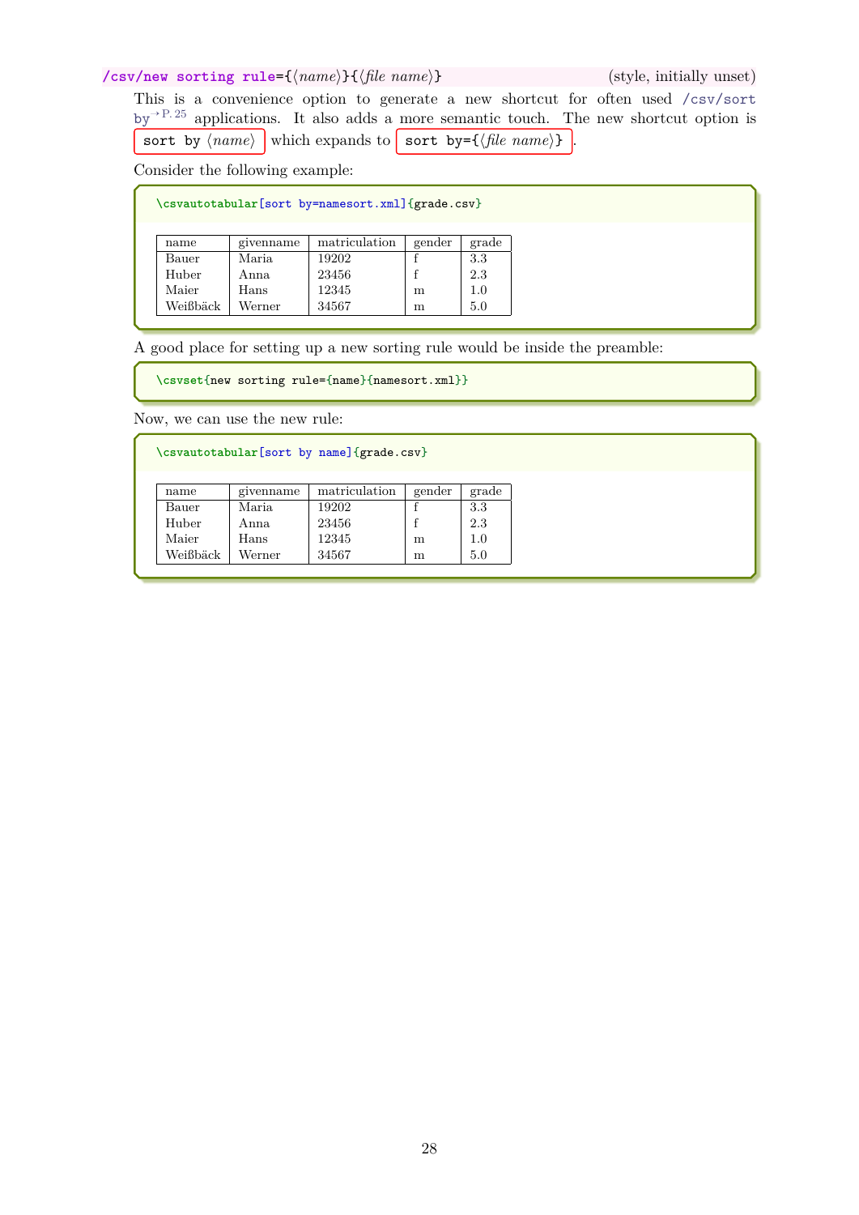**/csv/new sorting rule**={⟨*name*⟩}{⟨*file name*⟩} (style, initially unset)

This is a convenience option to generate a new shortcut for often used /csv/sort by[→ P. 25] applications. It also adds a more semantic touch. The new shortcut option is `sort by ⟨name⟩` which expands to `sort by={⟨file name⟩}`.

Consider the following example:

```
\csvautotabular[sort by=namesort.xml]{grade.csv}
```

| name | givenname | matriculation | gender | grade |
|---|---|---|---|---|
| Bauer | Maria | 19202 | f | 3.3 |
| Huber | Anna | 23456 | f | 2.3 |
| Maier | Hans | 12345 | m | 1.0 |
| Weißbäck | Werner | 34567 | m | 5.0 |

A good place for setting up a new sorting rule would be inside the preamble:

```
\csvset{new sorting rule={name}{namesort.xml}}
```

Now, we can use the new rule:

```
\csvautotabular[sort by name]{grade.csv}
```

| name | givenname | matriculation | gender | grade |
|---|---|---|---|---|
| Bauer | Maria | 19202 | f | 3.3 |
| Huber | Anna | 23456 | f | 2.3 |
| Maier | Hans | 12345 | m | 1.0 |
| Weißbäck | Werner | 34567 | m | 5.0 |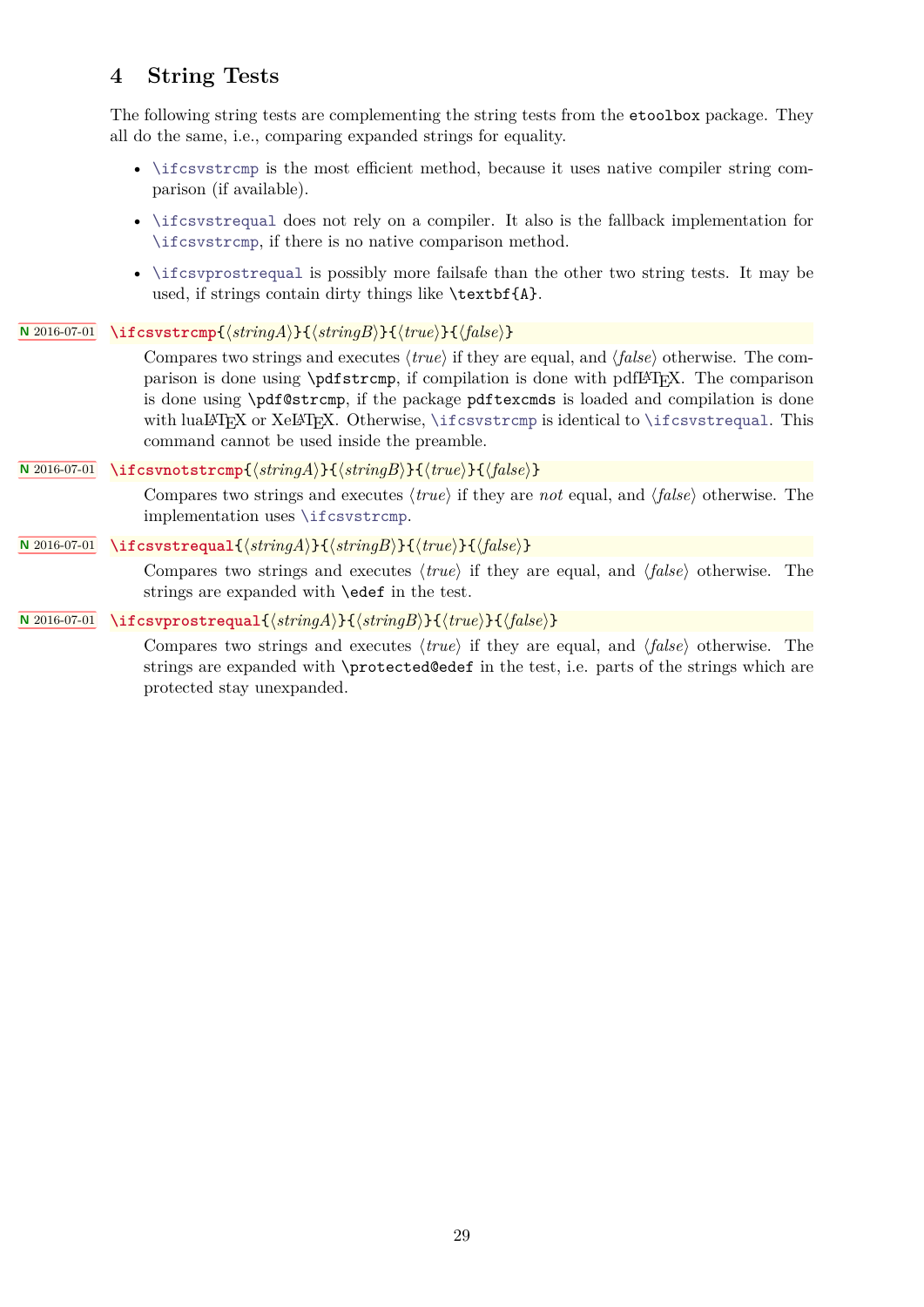## 4 String Tests

The following string tests are complementing the string tests from the `etoolbox` package. They all do the same, i.e., comparing expanded strings for equality.

- `\ifcsvstrcmp` is the most efficient method, because it uses native compiler string comparison (if available).
- `\ifcsvstrequal` does not rely on a compiler. It also is the fallback implementation for `\ifcsvstrcmp`, if there is no native comparison method.
- `\ifcsvprostrequal` is possibly more failsafe than the other two string tests. It may be used, if strings contain dirty things like `\textbf{A}`.

**N** 2016-07-01 **`\ifcsvstrcmp`**`{`⟨*stringA*⟩`}{`⟨*stringB*⟩`}{`⟨*true*⟩`}{`⟨*false*⟩`}`

Compares two strings and executes ⟨*true*⟩ if they are equal, and ⟨*false*⟩ otherwise. The comparison is done using `\pdfstrcmp`, if compilation is done with pdfLaTeX. The comparison is done using `\pdf@strcmp`, if the package `pdftexcmds` is loaded and compilation is done with luaLaTeX or XeLaTeX. Otherwise, `\ifcsvstrcmp` is identical to `\ifcsvstrequal`. This command cannot be used inside the preamble.

**N** 2016-07-01 **`\ifcsvnotstrcmp`**`{`⟨*stringA*⟩`}{`⟨*stringB*⟩`}{`⟨*true*⟩`}{`⟨*false*⟩`}`

Compares two strings and executes ⟨*true*⟩ if they are *not* equal, and ⟨*false*⟩ otherwise. The implementation uses `\ifcsvstrcmp`.

**N** 2016-07-01 **`\ifcsvstrequal`**`{`⟨*stringA*⟩`}{`⟨*stringB*⟩`}{`⟨*true*⟩`}{`⟨*false*⟩`}`

Compares two strings and executes ⟨*true*⟩ if they are equal, and ⟨*false*⟩ otherwise. The strings are expanded with `\edef` in the test.

**N** 2016-07-01 **`\ifcsvprostrequal`**`{`⟨*stringA*⟩`}{`⟨*stringB*⟩`}{`⟨*true*⟩`}{`⟨*false*⟩`}`

Compares two strings and executes ⟨*true*⟩ if they are equal, and ⟨*false*⟩ otherwise. The strings are expanded with `\protected@edef` in the test, i.e. parts of the strings which are protected stay unexpanded.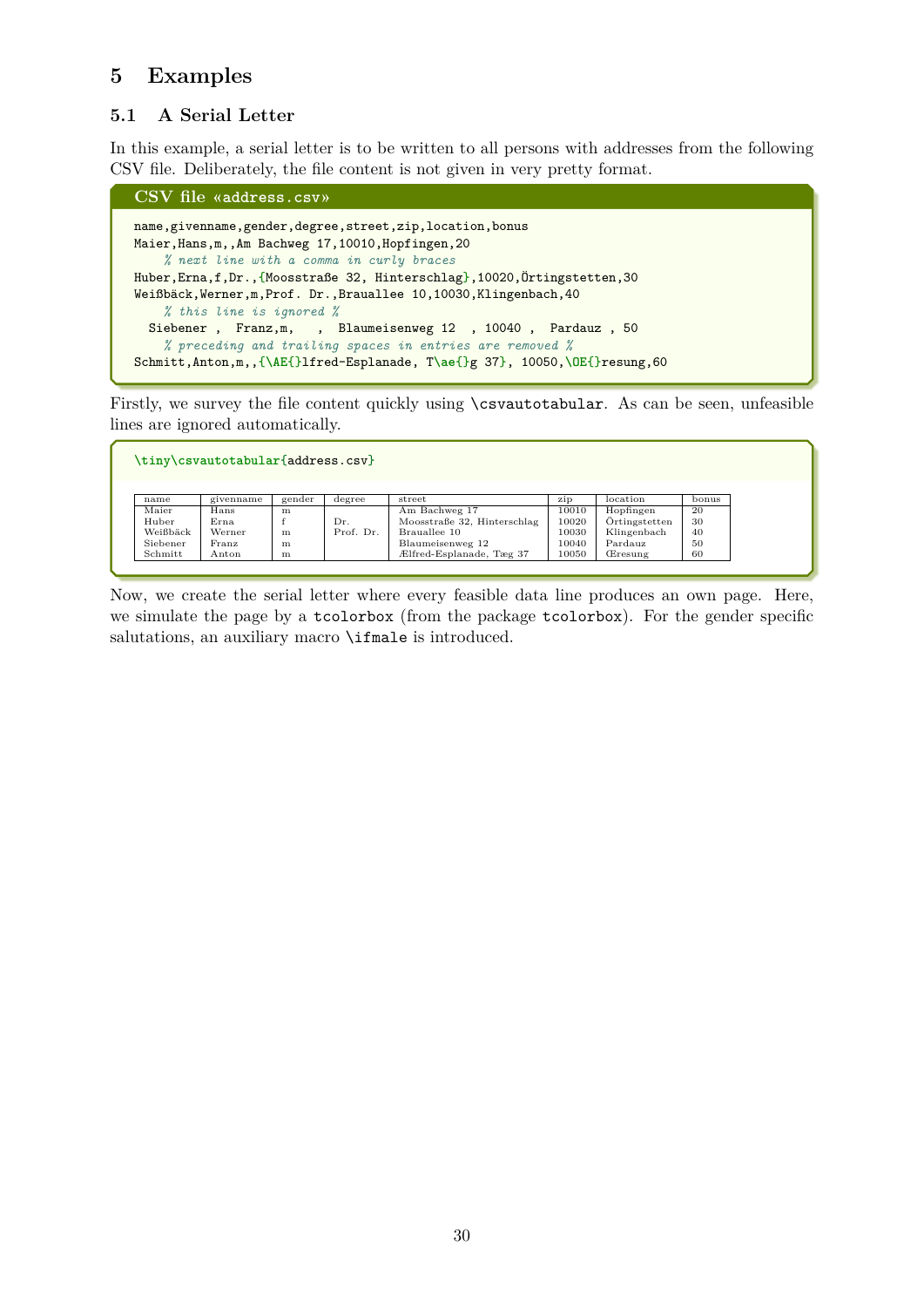# 5 Examples

## 5.1 A Serial Letter

In this example, a serial letter is to be written to all persons with addresses from the following CSV file. Deliberately, the file content is not given in very pretty format.

**CSV file «address.csv»**

```
name,givenname,gender,degree,street,zip,location,bonus
Maier,Hans,m,,Am Bachweg 17,10010,Hopfingen,20
    % next line with a comma in curly braces
Huber,Erna,f,Dr.,{Moosstraße 32, Hinterschlag},10020,Örtingstetten,30
Weißbäck,Werner,m,Prof. Dr.,Brauallee 10,10030,Klingenbach,40
    % this line is ignored %
  Siebener ,  Franz,m,   ,  Blaumeisenweg 12  , 10040 ,  Pardauz , 50
    % preceding and trailing spaces in entries are removed %
Schmitt,Anton,m,,{\AE{}lfred-Esplanade, T\ae{}g 37}, 10050,\OE{}resung,60
```

Firstly, we survey the file content quickly using `\csvautotabular`. As can be seen, unfeasible lines are ignored automatically.

```
\tiny\csvautotabular{address.csv}
```

| name | givenname | gender | degree | street | zip | location | bonus |
|---|---|---|---|---|---|---|---|
| Maier | Hans | m | | Am Bachweg 17 | 10010 | Hopfingen | 20 |
| Huber | Erna | f | Dr. | Moosstraße 32, Hinterschlag | 10020 | Örtingstetten | 30 |
| Weißbäck | Werner | m | Prof. Dr. | Brauallee 10 | 10030 | Klingenbach | 40 |
| Siebener | Franz | m | | Blaumeisenweg 12 | 10040 | Pardauz | 50 |
| Schmitt | Anton | m | | Ælfred-Esplanade, Tæg 37 | 10050 | Œresung | 60 |

Now, we create the serial letter where every feasible data line produces an own page. Here, we simulate the page by a `tcolorbox` (from the package `tcolorbox`). For the gender specific salutations, an auxiliary macro `\ifmale` is introduced.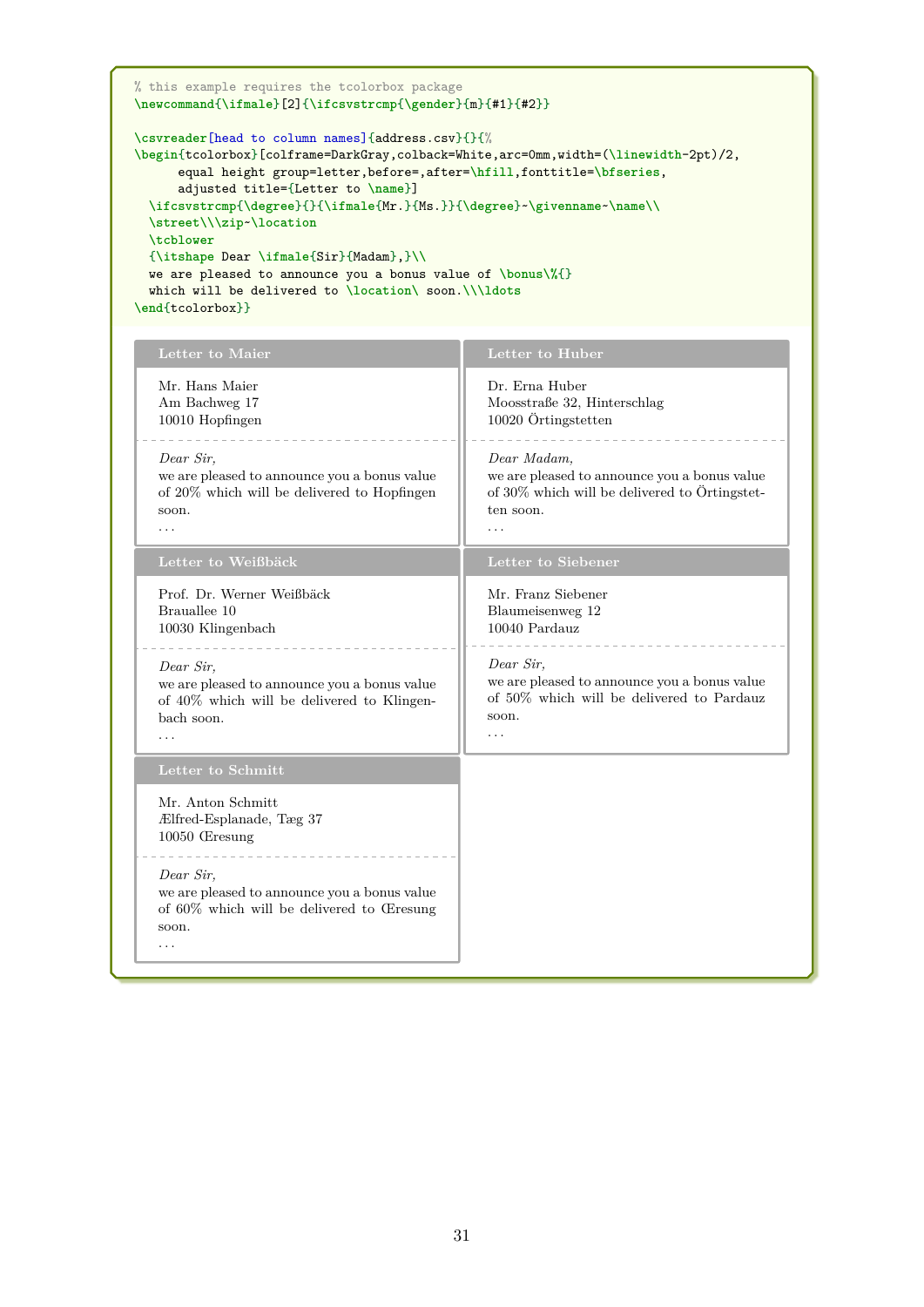```
% this example requires the tcolorbox package
\newcommand{\ifmale}[2]{\ifcsvstrcmp{\gender}{m}{#1}{#2}}

\csvreader[head to column names]{address.csv}{}{%
\begin{tcolorbox}[colframe=DarkGray,colback=White,arc=0mm,width=(\linewidth-2pt)/2,
      equal height group=letter,before=,after=\hfill,fonttitle=\bfseries,
      adjusted title={Letter to \name}]
  \ifcsvstrcmp{\degree}{}{\ifmale{Mr.}{Ms.}}{\degree}~\givenname~\name\\
  \street\\\zip~\location
  \tcblower
  {\itshape Dear \ifmale{Sir}{Madam},}\\
  we are pleased to announce you a bonus value of \bonus\%{}
  which will be delivered to \location\ soon.\\\ldots
\end{tcolorbox}}
```

**Letter to Maier**

Mr. Hans Maier
Am Bachweg 17
10010 Hopfingen

*Dear Sir,*
we are pleased to announce you a bonus value of 20% which will be delivered to Hopfingen soon.
...

**Letter to Huber**

Dr. Erna Huber
Moosstraße 32, Hinterschlag
10020 Örtingstetten

*Dear Madam,*
we are pleased to announce you a bonus value of 30% which will be delivered to Örtingstetten soon.
...

**Letter to Weißbäck**

Prof. Dr. Werner Weißbäck
Braualle 10
10030 Klingenbach

*Dear Sir,*
we are pleased to announce you a bonus value of 40% which will be delivered to Klingenbach soon.
...

**Letter to Siebener**

Mr. Franz Siebener
Blaumeisenweg 12
10040 Pardauz

*Dear Sir,*
we are pleased to announce you a bonus value of 50% which will be delivered to Pardauz soon.
...

**Letter to Schmitt**

Mr. Anton Schmitt
Ælfred-Esplanade, Tæg 37
10050 Œresung

*Dear Sir,*
we are pleased to announce you a bonus value of 60% which will be delivered to Œresung soon.
...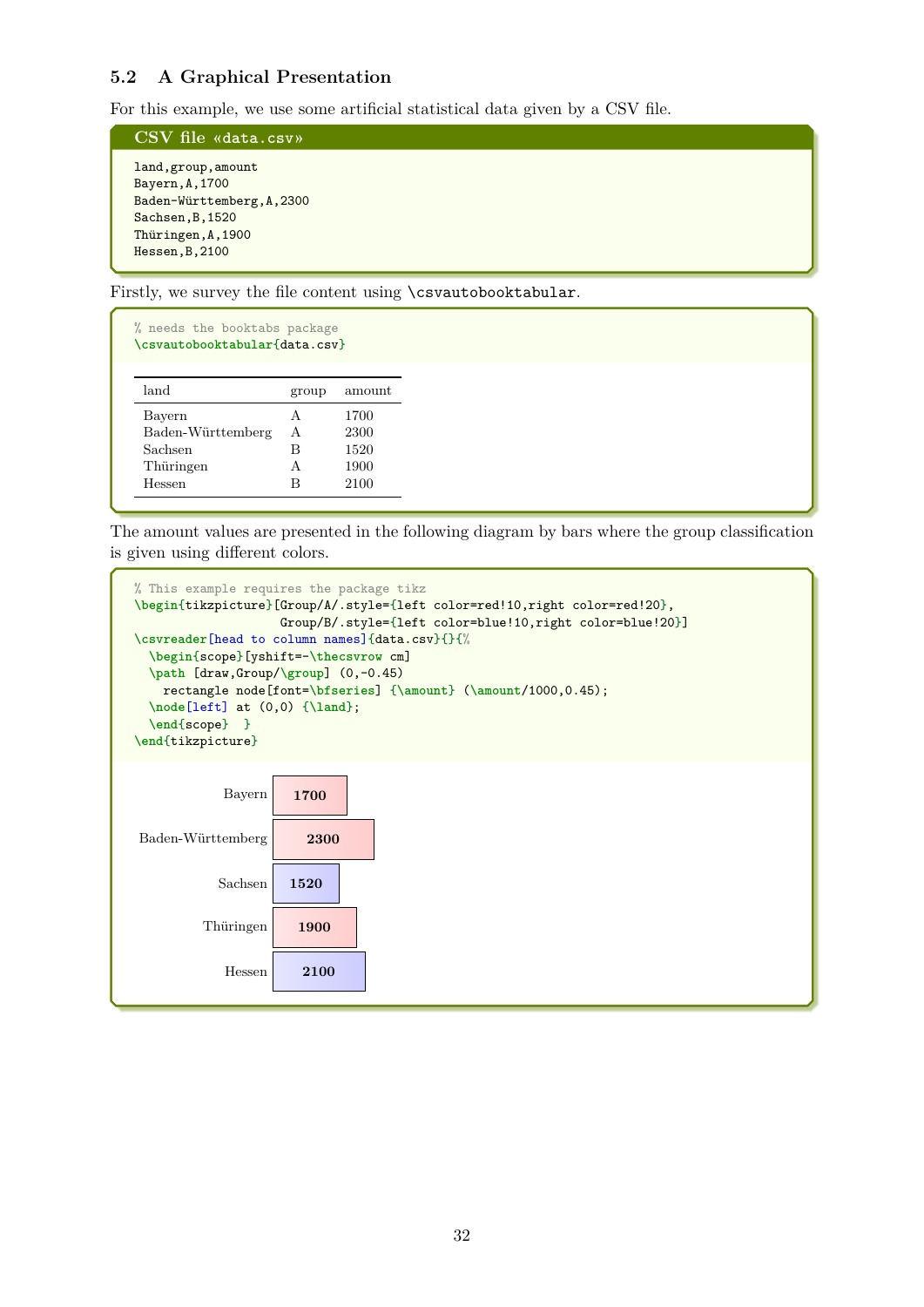## 5.2 A Graphical Presentation

For this example, we use some artificial statistical data given by a CSV file.

**CSV file «data.csv»**

```
land,group,amount
Bayern,A,1700
Baden-Württemberg,A,2300
Sachsen,B,1520
Thüringen,A,1900
Hessen,B,2100
```

Firstly, we survey the file content using `\csvautobooktabular`.

```
% needs the booktabs package
\csvautobooktabular{data.csv}
```

| land | group | amount |
|---|---|---|
| Bayern | A | 1700 |
| Baden-Württemberg | A | 2300 |
| Sachsen | B | 1520 |
| Thüringen | A | 1900 |
| Hessen | B | 2100 |

The amount values are presented in the following diagram by bars where the group classification is given using different colors.

```
% This example requires the package tikz
\begin{tikzpicture}[Group/A/.style={left color=red!10,right color=red!20},
                    Group/B/.style={left color=blue!10,right color=blue!20}]
\csvreader[head to column names]{data.csv}{}{%
  \begin{scope}[yshift=-\thecsvrow cm]
  \path [draw,Group/\group] (0,-0.45)
    rectangle node[font=\bfseries] {\amount} (\amount/1000,0.45);
  \node[left] at (0,0) {\land};
  \end{scope}  }
\end{tikzpicture}
```

Bayern **1700**

Baden-Württemberg **2300**

Sachsen **1520**

Thüringen **1900**

Hessen **2100**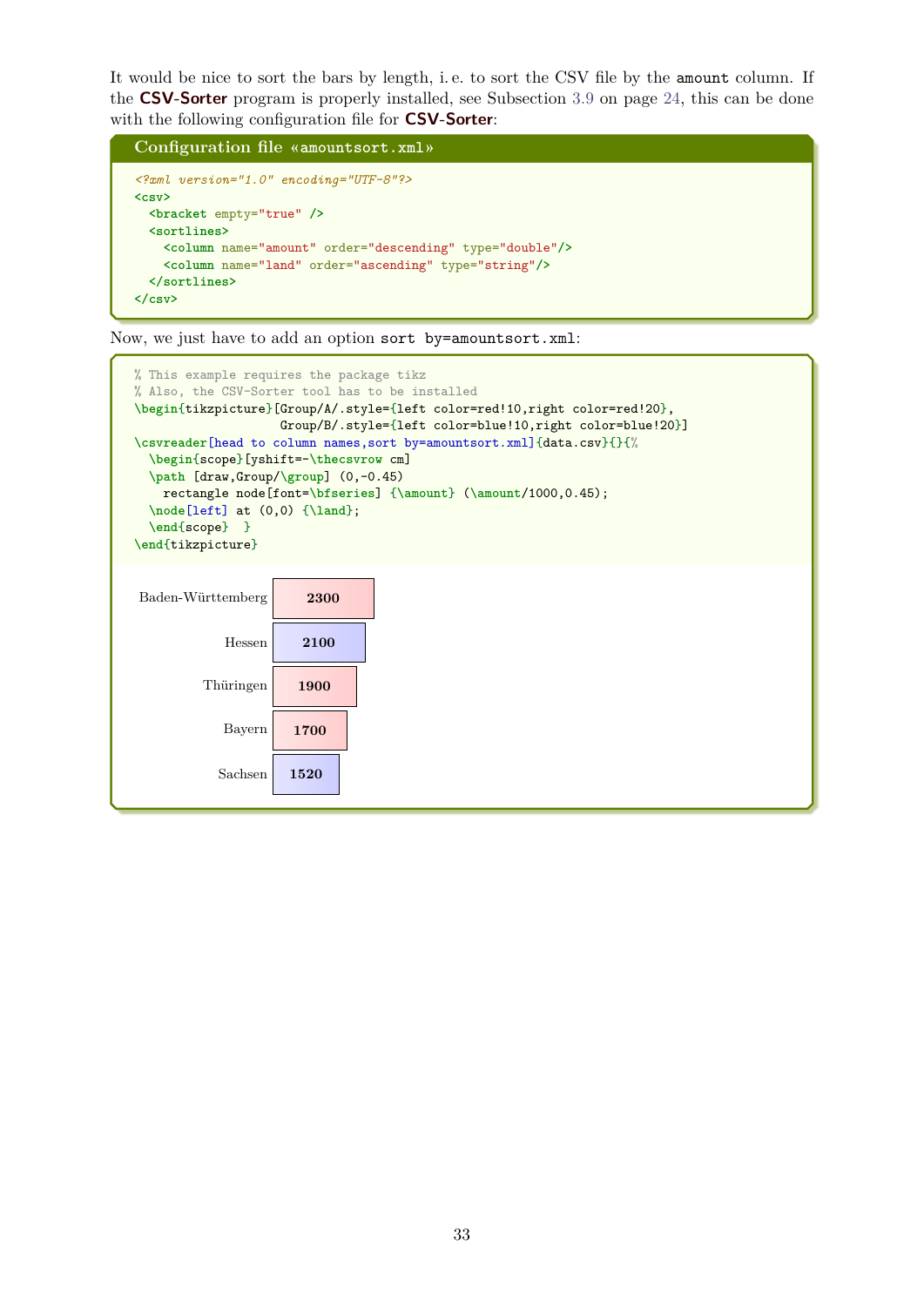It would be nice to sort the bars by length, i. e. to sort the CSV file by the `amount` column. If the **CSV-Sorter** program is properly installed, see Subsection 3.9 on page 24, this can be done with the following configuration file for **CSV-Sorter**:

**Configuration file «amountsort.xml»**

```xml
<?xml version="1.0" encoding="UTF-8"?>
<csv>
  <bracket empty="true" />
  <sortlines>
    <column name="amount" order="descending" type="double"/>
    <column name="land" order="ascending" type="string"/>
  </sortlines>
</csv>
```

Now, we just have to add an option `sort by=amountsort.xml`:

```latex
% This example requires the package tikz
% Also, the CSV-Sorter tool has to be installed
\begin{tikzpicture}[Group/A/.style={left color=red!10,right color=red!20},
                    Group/B/.style={left color=blue!10,right color=blue!20}]
\csvreader[head to column names,sort by=amountsort.xml]{data.csv}{}{%
  \begin{scope}[yshift=-\thecsvrow cm]
  \path [draw,Group/\group] (0,-0.45)
    rectangle node[font=\bfseries] {\amount} (\amount/1000,0.45);
  \node[left] at (0,0) {\land};
  \end{scope}  }
\end{tikzpicture}
```

| Land | Amount |
|---|---|
| Baden-Württemberg | **2300** |
| Hessen | **2100** |
| Thüringen | **1900** |
| Bayern | **1700** |
| Sachsen | **1520** |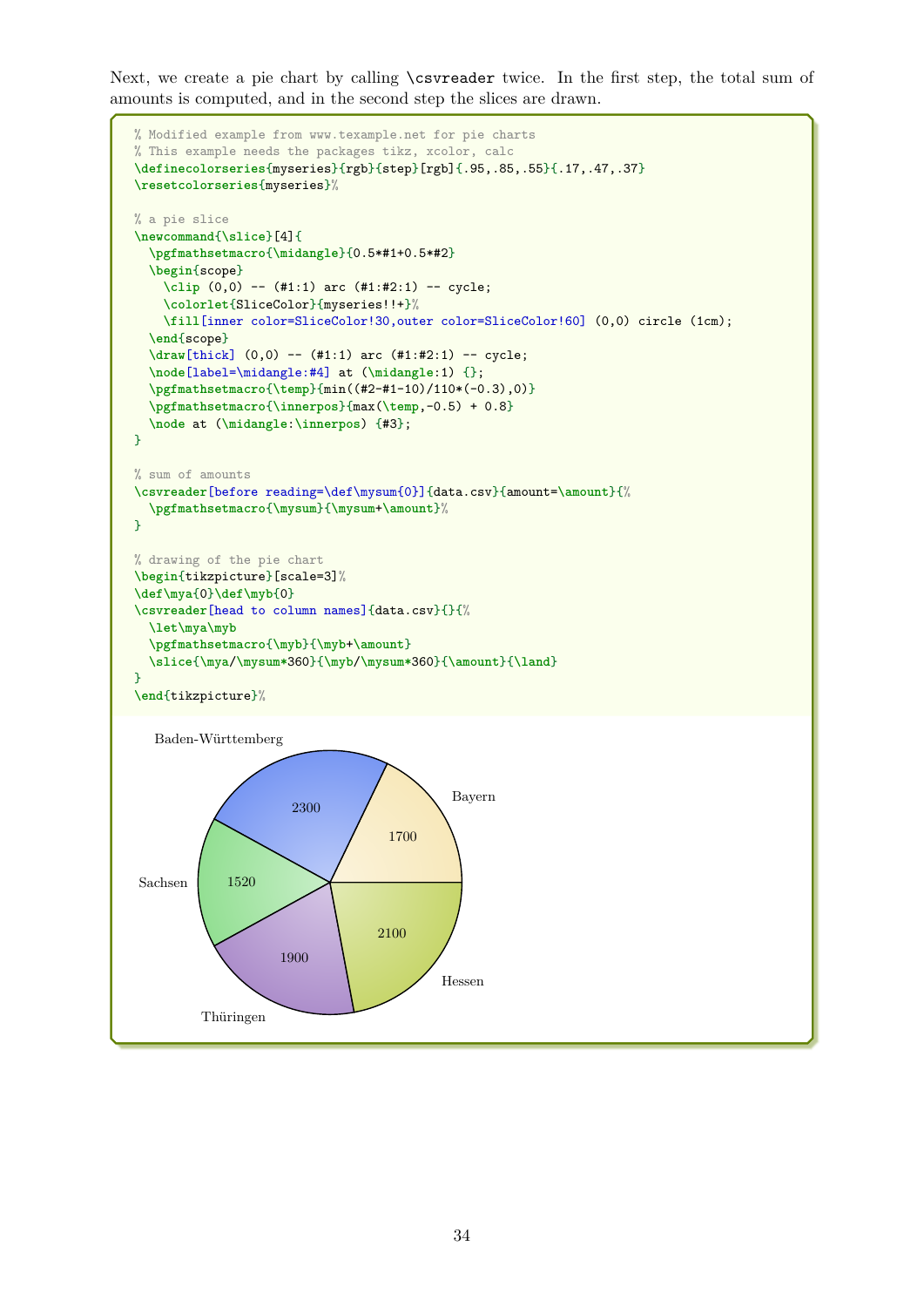Next, we create a pie chart by calling `\csvreader` twice. In the first step, the total sum of amounts is computed, and in the second step the slices are drawn.

```
% Modified example from www.texample.net for pie charts
% This example needs the packages tikz, xcolor, calc
\definecolorseries{myseries}{rgb}{step}[rgb]{.95,.85,.55}{.17,.47,.37}
\resetcolorseries{myseries}%

% a pie slice
\newcommand{\slice}[4]{
  \pgfmathsetmacro{\midangle}{0.5*#1+0.5*#2}
  \begin{scope}
    \clip (0,0) -- (#1:1) arc (#1:#2:1) -- cycle;
    \colorlet{SliceColor}{myseries!!+}%
    \fill[inner color=SliceColor!30,outer color=SliceColor!60] (0,0) circle (1cm);
  \end{scope}
  \draw[thick] (0,0) -- (#1:1) arc (#1:#2:1) -- cycle;
  \node[label=\midangle:#4] at (\midangle:1) {};
  \pgfmathsetmacro{\temp}{min((#2-#1-10)/110*(-0.3),0)}
  \pgfmathsetmacro{\innerpos}{max(\temp,-0.5) + 0.8}
  \node at (\midangle:\innerpos) {#3};
}

% sum of amounts
\csvreader[before reading=\def\mysum{0}]{data.csv}{amount=\amount}{%
  \pgfmathsetmacro{\mysum}{\mysum+\amount}%
}

% drawing of the pie chart
\begin{tikzpicture}[scale=3]%
\def\mya{0}\def\myb{0}
\csvreader[head to column names]{data.csv}{}{%
  \let\mya\myb
  \pgfmathsetmacro{\myb}{\myb+\amount}
  \slice{\mya/\mysum*360}{\myb/\mysum*360}{\amount}{\land}
}
\end{tikzpicture}%
```

Baden-Württemberg 2300, Bayern 1700, Hessen 2100, Thüringen 1900, Sachsen 1520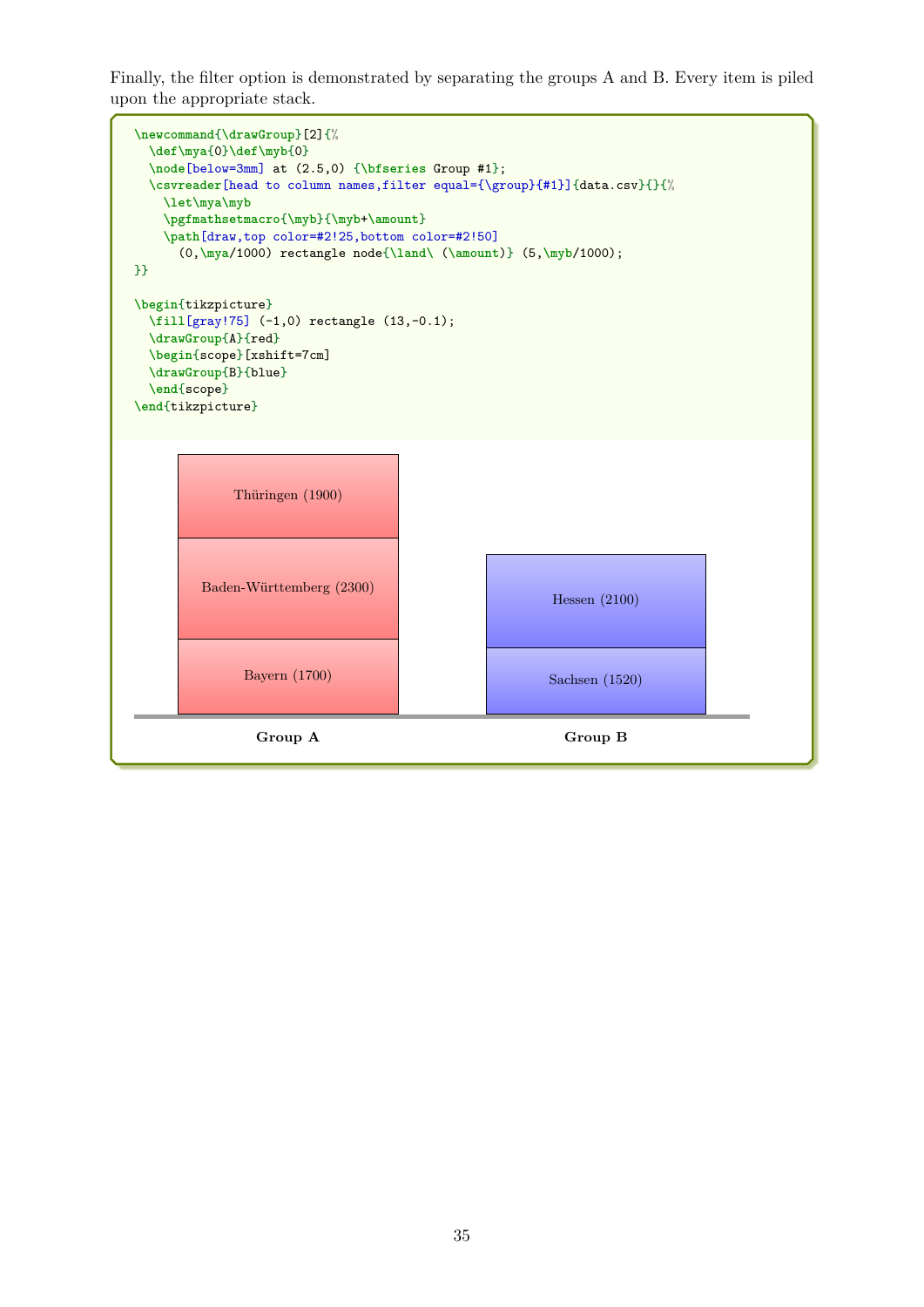Finally, the filter option is demonstrated by separating the groups A and B. Every item is piled upon the appropriate stack.

```
\newcommand{\drawGroup}[2]{%
  \def\mya{0}\def\myb{0}
  \node[below=3mm] at (2.5,0) {\bfseries Group #1};
  \csvreader[head to column names,filter equal={\group}{#1}]{data.csv}{}{%
    \let\mya\myb
    \pgfmathsetmacro{\myb}{\myb+\amount}
    \path[draw,top color=#2!25,bottom color=#2!50]
      (0,\mya/1000) rectangle node{\land\ (\amount)} (5,\myb/1000);
}}

\begin{tikzpicture}
  \fill[gray!75] (-1,0) rectangle (13,-0.1);
  \drawGroup{A}{red}
  \begin{scope}[xshift=7cm]
  \drawGroup{B}{blue}
  \end{scope}
\end{tikzpicture}
```

Thüringen (1900)

Baden-Württemberg (2300)

Bayern (1700)

Hessen (2100)

Sachsen (1520)

**Group A** **Group B**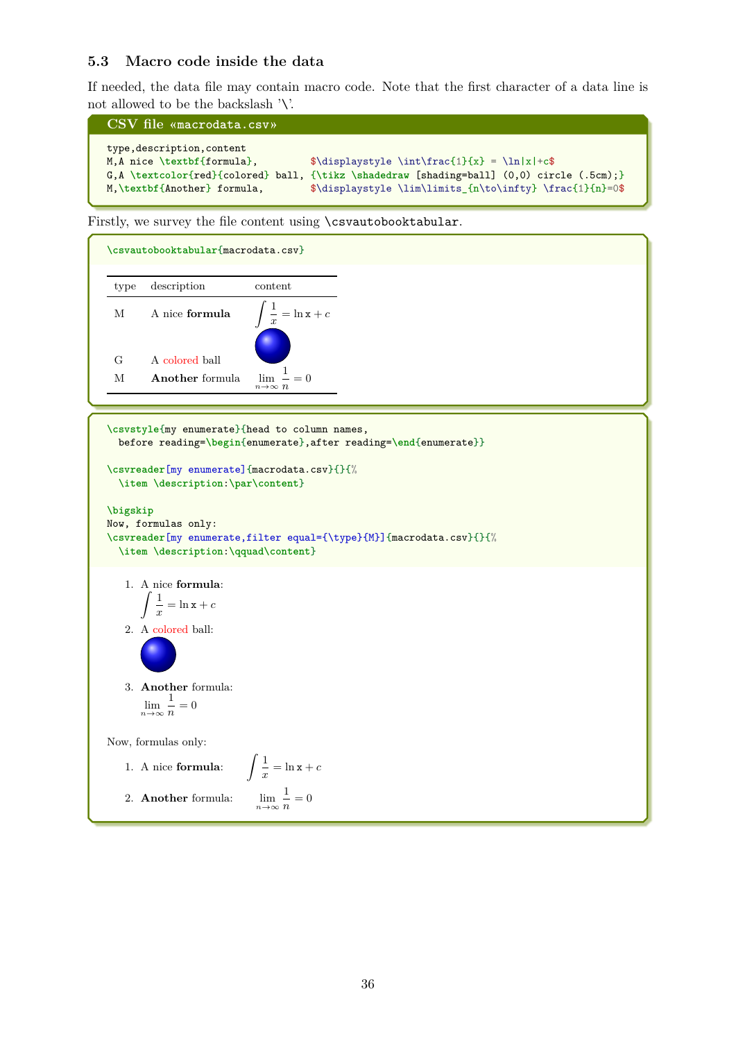### 5.3 Macro code inside the data

If needed, the data file may contain macro code. Note that the first character of a data line is not allowed to be the backslash '\'.

**CSV file «macrodata.csv»**

```
type,description,content
M,A nice \textbf{formula},         $\displaystyle \int\frac{1}{x} = \ln|x|+c$
G,A \textcolor{red}{colored} ball, {\tikz \shadedraw [shading=ball] (0,0) circle (.5cm);}
M,\textbf{Another} formula,        $\displaystyle \lim\limits_{n\to\infty} \frac{1}{n}=0$
```

Firstly, we survey the file content using `\csvautobooktabular`.

```
\csvautobooktabular{macrodata.csv}
```

| type | description | content |
|---|---|---|
| M | A nice **formula** | $\displaystyle \int\frac{1}{x} = \ln x + c$ |
| G | A colored ball | (shaded ball) |
| M | **Another** formula | $\displaystyle \lim_{n\to\infty} \frac{1}{n} = 0$ |

```
\csvstyle{my enumerate}{head to column names,
  before reading=\begin{enumerate},after reading=\end{enumerate}}

\csvreader[my enumerate]{macrodata.csv}{}{%
  \item \description:\par\content}

\bigskip
Now, formulas only:
\csvreader[my enumerate,filter equal={\type}{M}]{macrodata.csv}{}{%
  \item \description:\qquad\content}
```

1. A nice **formula**:
   $\displaystyle \int\frac{1}{x} = \ln x + c$
2. A colored ball:
   (shaded ball)
3. **Another** formula:
   $\displaystyle \lim_{n\to\infty} \frac{1}{n} = 0$

Now, formulas only:

1. A nice **formula**: $\qquad \displaystyle \int\frac{1}{x} = \ln x + c$
2. **Another** formula: $\qquad \displaystyle \lim_{n\to\infty} \frac{1}{n} = 0$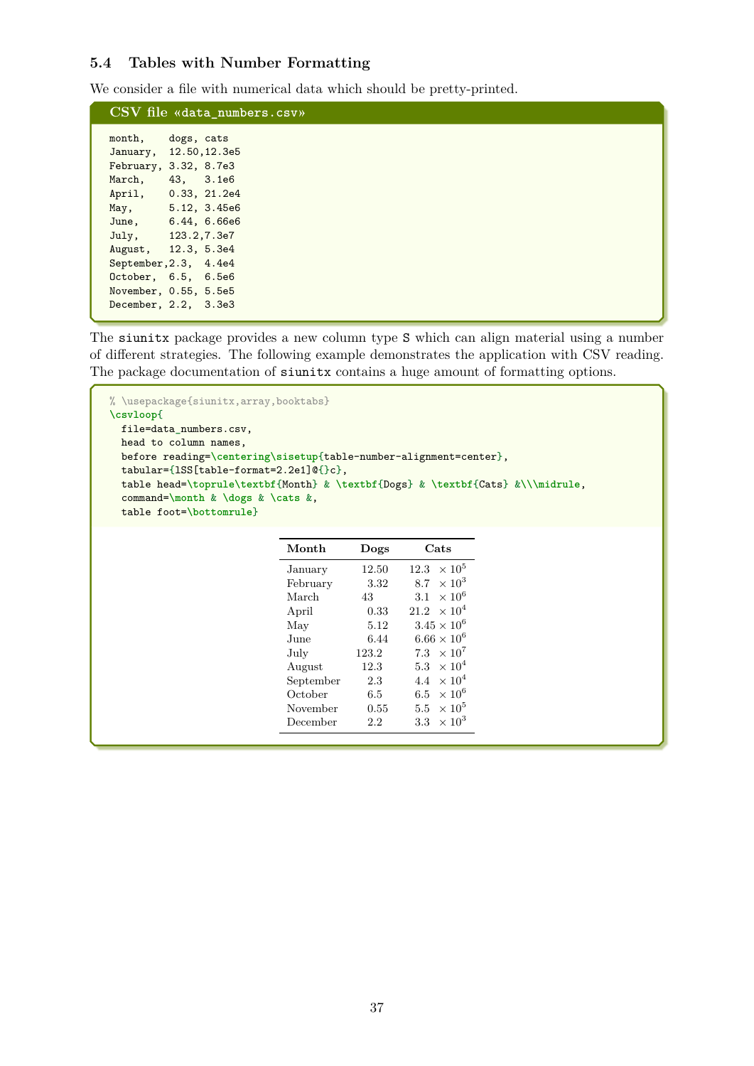### 5.4 Tables with Number Formatting

We consider a file with numerical data which should be pretty-printed.

**CSV file «data_numbers.csv»**

```
month,    dogs, cats
January,  12.50,12.3e5
February, 3.32, 8.7e3
March,    43,   3.1e6
April,    0.33, 21.2e4
May,      5.12, 3.45e6
June,     6.44, 6.66e6
July,     123.2,7.3e7
August,   12.3, 5.3e4
September,2.3,  4.4e4
October,  6.5,  6.5e6
November, 0.55, 5.5e5
December, 2.2,  3.3e3
```

The `siunitx` package provides a new column type `S` which can align material using a number of different strategies. The following example demonstrates the application with CSV reading. The package documentation of `siunitx` contains a huge amount of formatting options.

```
% \usepackage{siunitx,array,booktabs}
\csvloop{
  file=data_numbers.csv,
  head to column names,
  before reading=\centering\sisetup{table-number-alignment=center},
  tabular={lSS[table-format=2.2e1]@{}c},
  table head=\toprule\textbf{Month} & \textbf{Dogs} & \textbf{Cats} &\\\midrule,
  command=\month & \dogs & \cats &,
  table foot=\bottomrule}
```

| Month | Dogs | Cats |
|---|---|---|
| January | 12.50 | $12.3 \times 10^{5}$ |
| February | 3.32 | $8.7 \times 10^{3}$ |
| March | 43 | $3.1 \times 10^{6}$ |
| April | 0.33 | $21.2 \times 10^{4}$ |
| May | 5.12 | $3.45 \times 10^{6}$ |
| June | 6.44 | $6.66 \times 10^{6}$ |
| July | 123.2 | $7.3 \times 10^{7}$ |
| August | 12.3 | $5.3 \times 10^{4}$ |
| September | 2.3 | $4.4 \times 10^{4}$ |
| October | 6.5 | $6.5 \times 10^{6}$ |
| November | 0.55 | $5.5 \times 10^{5}$ |
| December | 2.2 | $3.3 \times 10^{3}$ |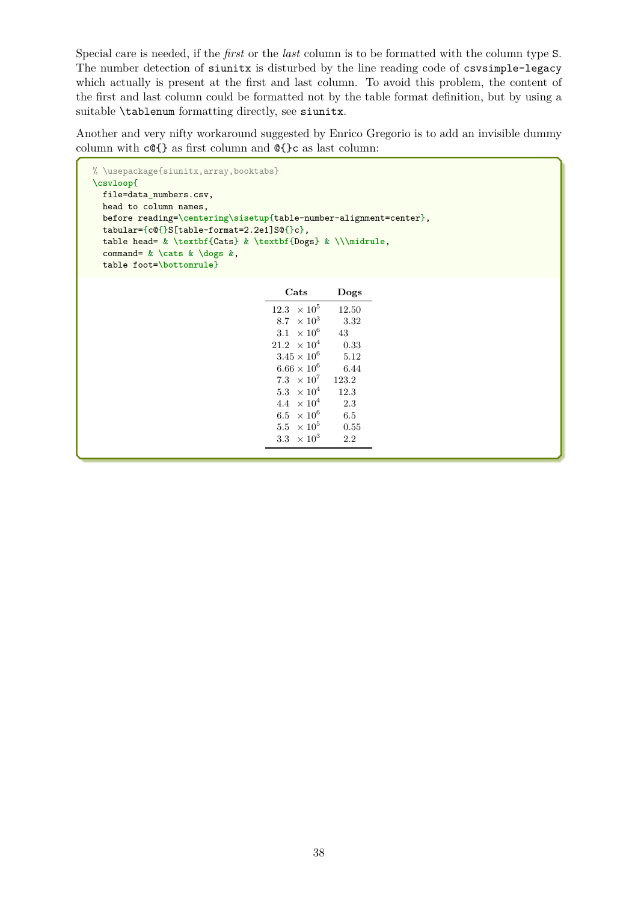Special care is needed, if the *first* or the *last* column is to be formatted with the column type `S`. The number detection of `siunitx` is disturbed by the line reading code of `csvsimple-legacy` which actually is present at the first and last column. To avoid this problem, the content of the first and last column could be formatted not by the table format definition, but by using a suitable `\tablenum` formatting directly, see `siunitx`.

Another and very nifty workaround suggested by Enrico Gregorio is to add an invisible dummy column with `c@{}` as first column and `@{}c` as last column:

```
% \usepackage{siunitx,array,booktabs}
\csvloop{
  file=data_numbers.csv,
  head to column names,
  before reading=\centering\sisetup{table-number-alignment=center},
  tabular={c@{}S[table-format=2.2e1]S@{}c},
  table head= & \textbf{Cats} & \textbf{Dogs} & \\\midrule,
  command= & \cats & \dogs &,
  table foot=\bottomrule}
```

| Cats | Dogs |
|---|---|
| $12.3 \times 10^5$ | 12.50 |
| $8.7 \times 10^3$ | 3.32 |
| $3.1 \times 10^6$ | 43 |
| $21.2 \times 10^4$ | 0.33 |
| $3.45 \times 10^6$ | 5.12 |
| $6.66 \times 10^6$ | 6.44 |
| $7.3 \times 10^7$ | 123.2 |
| $5.3 \times 10^4$ | 12.3 |
| $4.4 \times 10^4$ | 2.3 |
| $6.5 \times 10^6$ | 6.5 |
| $5.5 \times 10^5$ | 0.55 |
| $3.3 \times 10^3$ | 2.2 |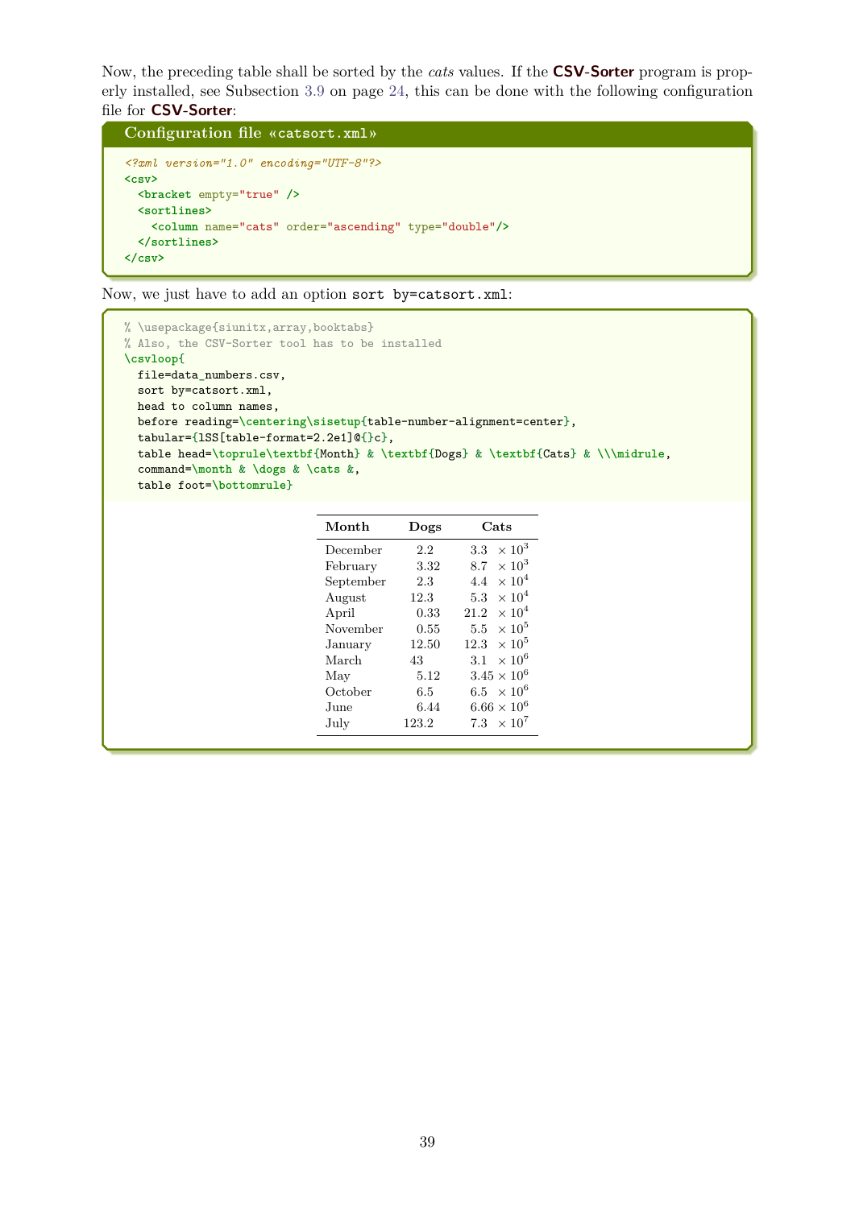Now, the preceding table shall be sorted by the *cats* values. If the **CSV-Sorter** program is properly installed, see Subsection 3.9 on page 24, this can be done with the following configuration file for **CSV-Sorter**:

**Configuration file «catsort.xml»**

```
<?xml version="1.0" encoding="UTF-8"?>
<csv>
  <bracket empty="true" />
  <sortlines>
    <column name="cats" order="ascending" type="double"/>
  </sortlines>
</csv>
```

Now, we just have to add an option `sort by=catsort.xml`:

```
% \usepackage{siunitx,array,booktabs}
% Also, the CSV-Sorter tool has to be installed
\csvloop{
  file=data_numbers.csv,
  sort by=catsort.xml,
  head to column names,
  before reading=\centering\sisetup{table-number-alignment=center},
  tabular={lSS[table-format=2.2e1]@{}c},
  table head=\toprule\textbf{Month} & \textbf{Dogs} & \textbf{Cats} & \\\midrule,
  command=\month & \dogs & \cats &,
  table foot=\bottomrule}
```

| **Month** | **Dogs** | **Cats** |
|---|---|---|
| December | 2.2 | $3.3 \times 10^{3}$ |
| February | 3.32 | $8.7 \times 10^{3}$ |
| September | 2.3 | $4.4 \times 10^{4}$ |
| August | 12.3 | $5.3 \times 10^{4}$ |
| April | 0.33 | $21.2 \times 10^{4}$ |
| November | 0.55 | $5.5 \times 10^{5}$ |
| January | 12.50 | $12.3 \times 10^{5}$ |
| March | 43 | $3.1 \times 10^{6}$ |
| May | 5.12 | $3.45 \times 10^{6}$ |
| October | 6.5 | $6.5 \times 10^{6}$ |
| June | 6.44 | $6.66 \times 10^{6}$ |
| July | 123.2 | $7.3 \times 10^{7}$ |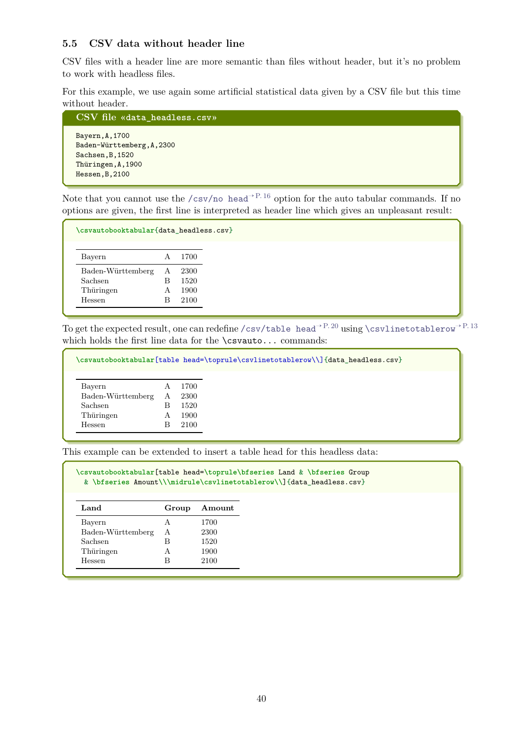### 5.5 CSV data without header line

CSV files with a header line are more semantic than files without header, but it's no problem to work with headless files.

For this example, we use again some artificial statistical data given by a CSV file but this time without header.

**CSV file «data_headless.csv»**

```
Bayern,A,1700
Baden-Württemberg,A,2300
Sachsen,B,1520
Thüringen,A,1900
Hessen,B,2100
```

Note that you cannot use the `/csv/no head` → P. 16 option for the auto tabular commands. If no options are given, the first line is interpreted as header line which gives an unpleasant result:

```
\csvautobooktabular{data_headless.csv}
```

| Bayern | A | 1700 |
|---|---|---|
| Baden-Württemberg | A | 2300 |
| Sachsen | B | 1520 |
| Thüringen | A | 1900 |
| Hessen | B | 2100 |

To get the expected result, one can redefine `/csv/table head` → P. 20 using `\csvlinetotablerow` → P. 13 which holds the first line data for the `\csvauto...` commands:

```
\csvautobooktabular[table head=\toprule\csvlinetotablerow\\]{data_headless.csv}
```

| | | |
|---|---|---|
| Bayern | A | 1700 |
| Baden-Württemberg | A | 2300 |
| Sachsen | B | 1520 |
| Thüringen | A | 1900 |
| Hessen | B | 2100 |

This example can be extended to insert a table head for this headless data:

```
\csvautobooktabular[table head=\toprule\bfseries Land & \bfseries Group
  & \bfseries Amount\\\midrule\csvlinetotablerow\\]{data_headless.csv}
```

| **Land** | **Group** | **Amount** |
|---|---|---|
| Bayern | A | 1700 |
| Baden-Württemberg | A | 2300 |
| Sachsen | B | 1520 |
| Thüringen | A | 1900 |
| Hessen | B | 2100 |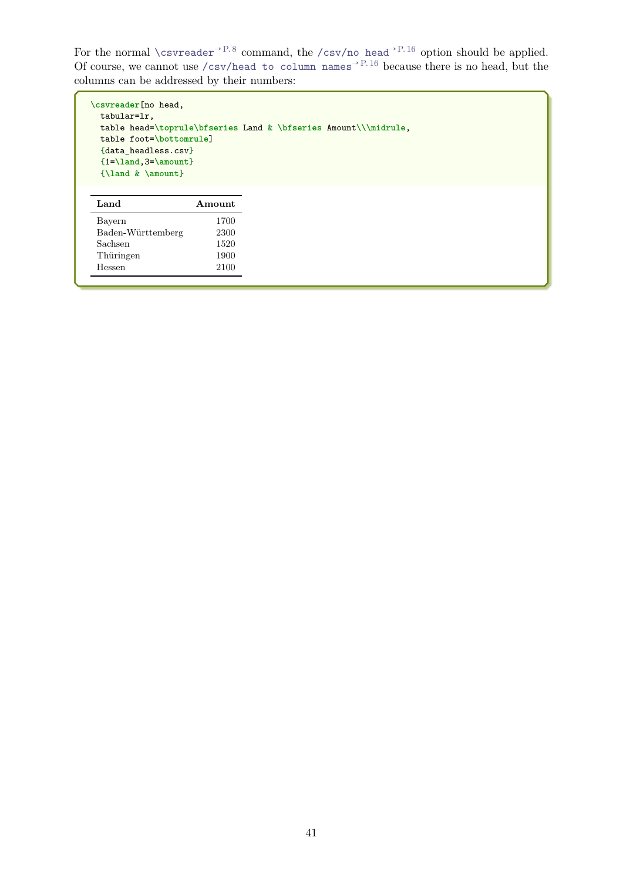For the normal `\csvreader`→ P. 8 command, the `/csv/no head`→ P. 16 option should be applied. Of course, we cannot use `/csv/head to column names`→ P. 16 because there is no head, but the columns can be addressed by their numbers:

```
\csvreader[no head,
  tabular=lr,
  table head=\toprule\bfseries Land & \bfseries Amount\\\midrule,
  table foot=\bottomrule]
  {data_headless.csv}
  {1=\land,3=\amount}
  {\land & \amount}
```

| **Land** | **Amount** |
|---|---:|
| Bayern | 1700 |
| Baden-Württemberg | 2300 |
| Sachsen | 1520 |
| Thüringen | 1900 |
| Hessen | 2100 |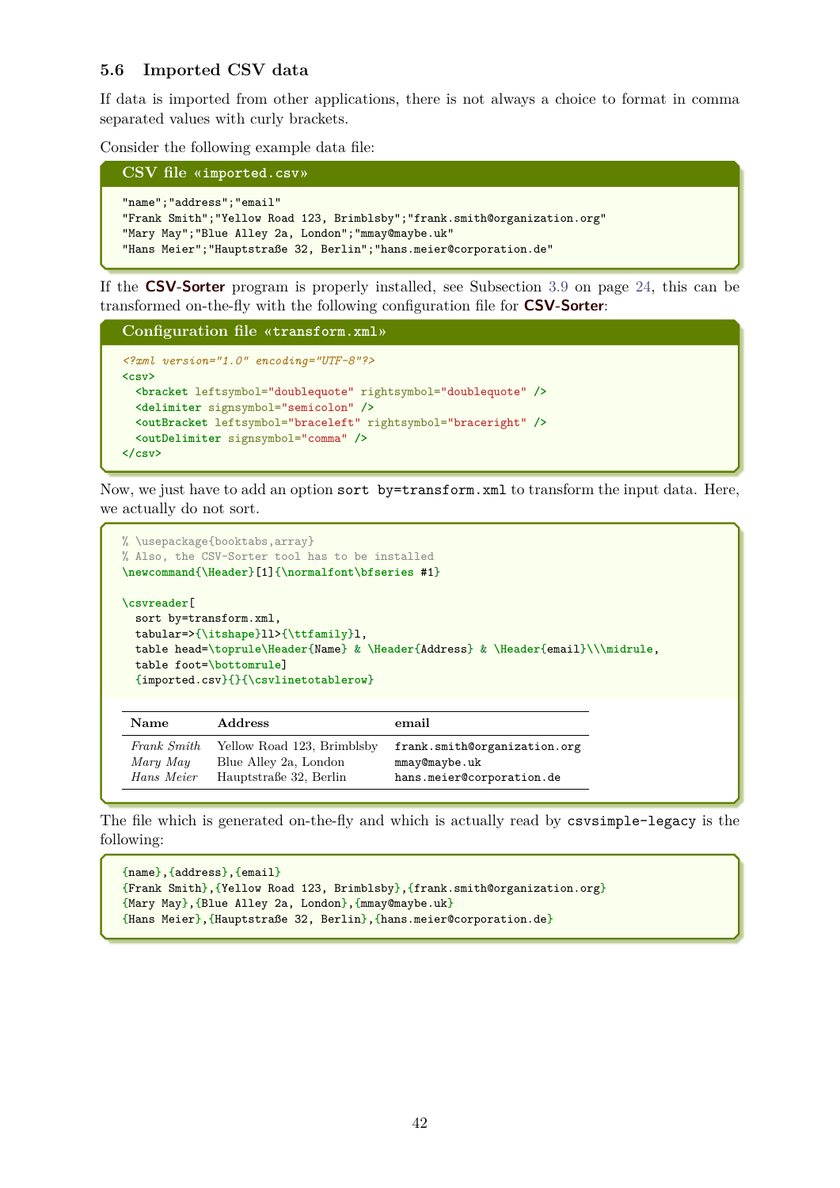### 5.6 Imported CSV data

If data is imported from other applications, there is not always a choice to format in comma separated values with curly brackets.

Consider the following example data file:

**CSV file «imported.csv»**

```
"name";"address";"email"
"Frank Smith";"Yellow Road 123, Brimblsby";"frank.smith@organization.org"
"Mary May";"Blue Alley 2a, London";"mmay@maybe.uk"
"Hans Meier";"Hauptstraße 32, Berlin";"hans.meier@corporation.de"
```

If the **CSV-Sorter** program is properly installed, see Subsection 3.9 on page 24, this can be transformed on-the-fly with the following configuration file for **CSV-Sorter**:

**Configuration file «transform.xml»**

```
<?xml version="1.0" encoding="UTF-8"?>
<csv>
  <bracket leftsymbol="doublequote" rightsymbol="doublequote" />
  <delimiter signsymbol="semicolon" />
  <outBracket leftsymbol="braceleft" rightsymbol="braceright" />
  <outDelimiter signsymbol="comma" />
</csv>
```

Now, we just have to add an option `sort by=transform.xml` to transform the input data. Here, we actually do not sort.

```
% \usepackage{booktabs,array}
% Also, the CSV-Sorter tool has to be installed
\newcommand{\Header}[1]{\normalfont\bfseries #1}

\csvreader[
  sort by=transform.xml,
  tabular=>{\itshape}ll>{\ttfamily}l,
  table head=\toprule\Header{Name} & \Header{Address} & \Header{email}\\\midrule,
  table foot=\bottomrule]
  {imported.csv}{}{\csvlinetotablerow}
```

| Name | Address | email |
|---|---|---|
| *Frank Smith* | Yellow Road 123, Brimblsby | `frank.smith@organization.org` |
| *Mary May* | Blue Alley 2a, London | `mmay@maybe.uk` |
| *Hans Meier* | Hauptstraße 32, Berlin | `hans.meier@corporation.de` |

The file which is generated on-the-fly and which is actually read by `csvsimple-legacy` is the following:

```
{name},{address},{email}
{Frank Smith},{Yellow Road 123, Brimblsby},{frank.smith@organization.org}
{Mary May},{Blue Alley 2a, London},{mmay@maybe.uk}
{Hans Meier},{Hauptstraße 32, Berlin},{hans.meier@corporation.de}
```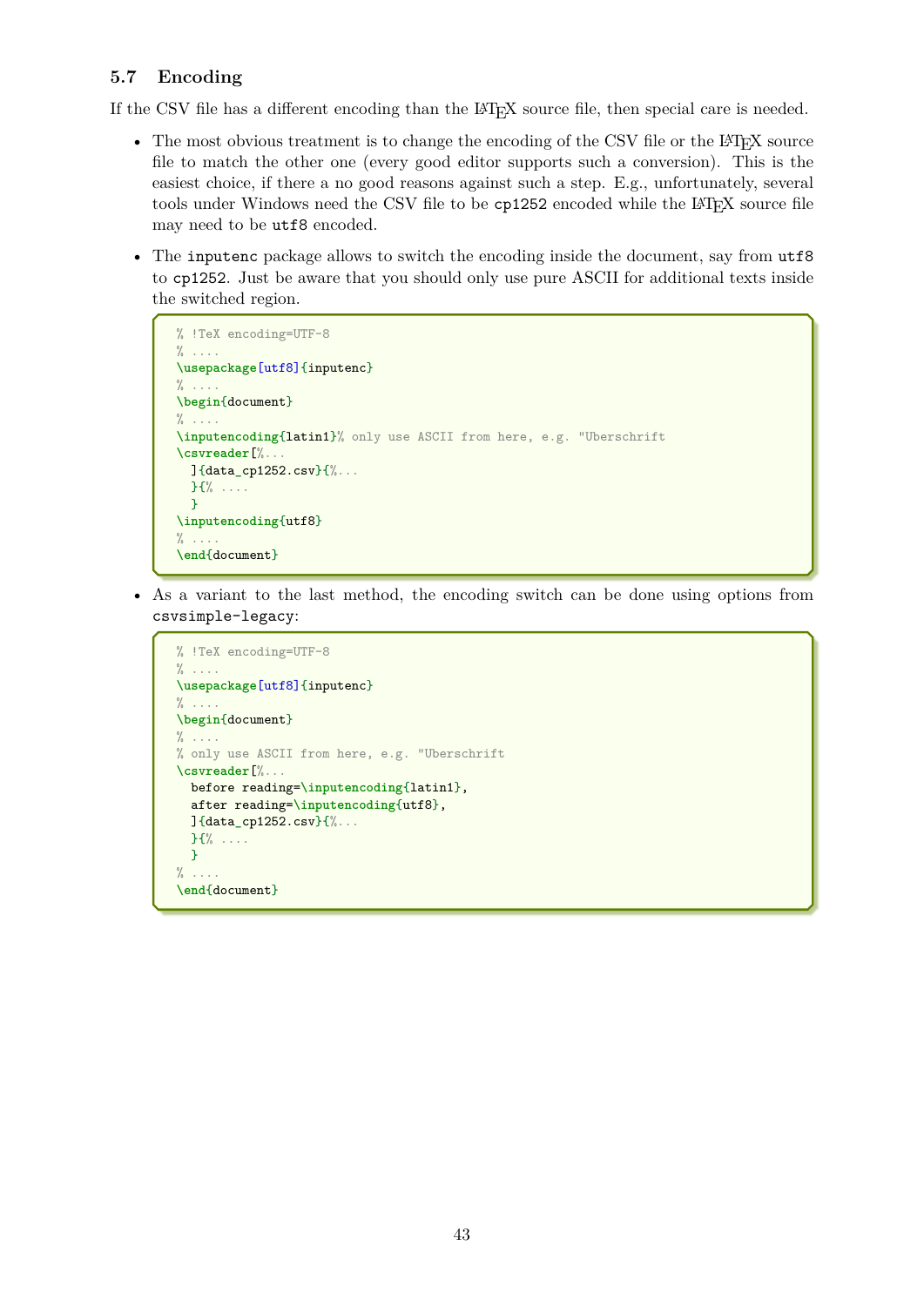## 5.7 Encoding

If the CSV file has a different encoding than the LaTeX source file, then special care is needed.

- The most obvious treatment is to change the encoding of the CSV file or the LaTeX source file to match the other one (every good editor supports such a conversion). This is the easiest choice, if there a no good reasons against such a step. E.g., unfortunately, several tools under Windows need the CSV file to be `cp1252` encoded while the LaTeX source file may need to be `utf8` encoded.

- The `inputenc` package allows to switch the encoding inside the document, say from `utf8` to `cp1252`. Just be aware that you should only use pure ASCII for additional texts inside the switched region.

```
% !TeX encoding=UTF-8
% ....
\usepackage[utf8]{inputenc}
% ....
\begin{document}
% ....
\inputencoding{latin1}% only use ASCII from here, e.g. "Uberschrift
\csvreader[%...
  ]{data_cp1252.csv}{%...
  }{% ....
  }
\inputencoding{utf8}
% ....
\end{document}
```

- As a variant to the last method, the encoding switch can be done using options from `csvsimple-legacy`:

```
% !TeX encoding=UTF-8
% ....
\usepackage[utf8]{inputenc}
% ....
\begin{document}
% ....
% only use ASCII from here, e.g. "Uberschrift
\csvreader[%...
  before reading=\inputencoding{latin1},
  after reading=\inputencoding{utf8},
  ]{data_cp1252.csv}{%...
  }{% ....
  }
% ....
\end{document}
```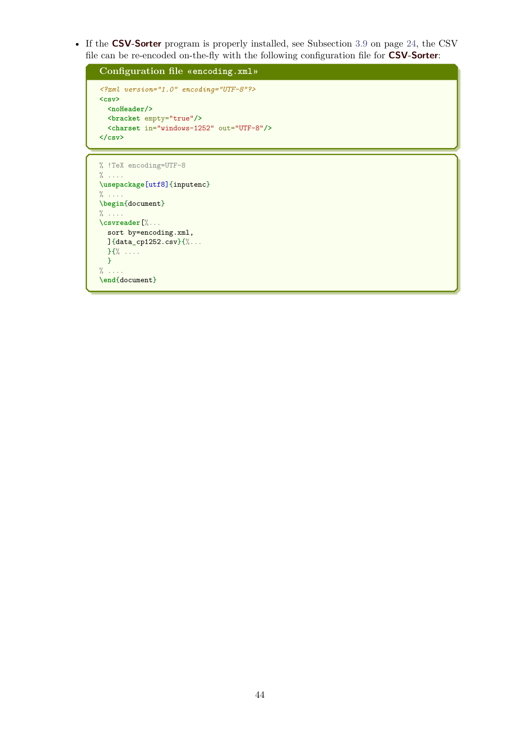- If the **CSV-Sorter** program is properly installed, see Subsection 3.9 on page 24, the CSV file can be re-encoded on-the-fly with the following configuration file for **CSV-Sorter**:

**Configuration file «encoding.xml»**

```xml
<?xml version="1.0" encoding="UTF-8"?>
<csv>
  <noHeader/>
  <bracket empty="true"/>
  <charset in="windows-1252" out="UTF-8"/>
</csv>
```

```latex
% !TeX encoding=UTF-8
% ....
\usepackage[utf8]{inputenc}
% ....
\begin{document}
% ....
\csvreader[%...
  sort by=encoding.xml,
  ]{data_cp1252.csv}{%...
  }{% ....
  }
% ....
\end{document}
```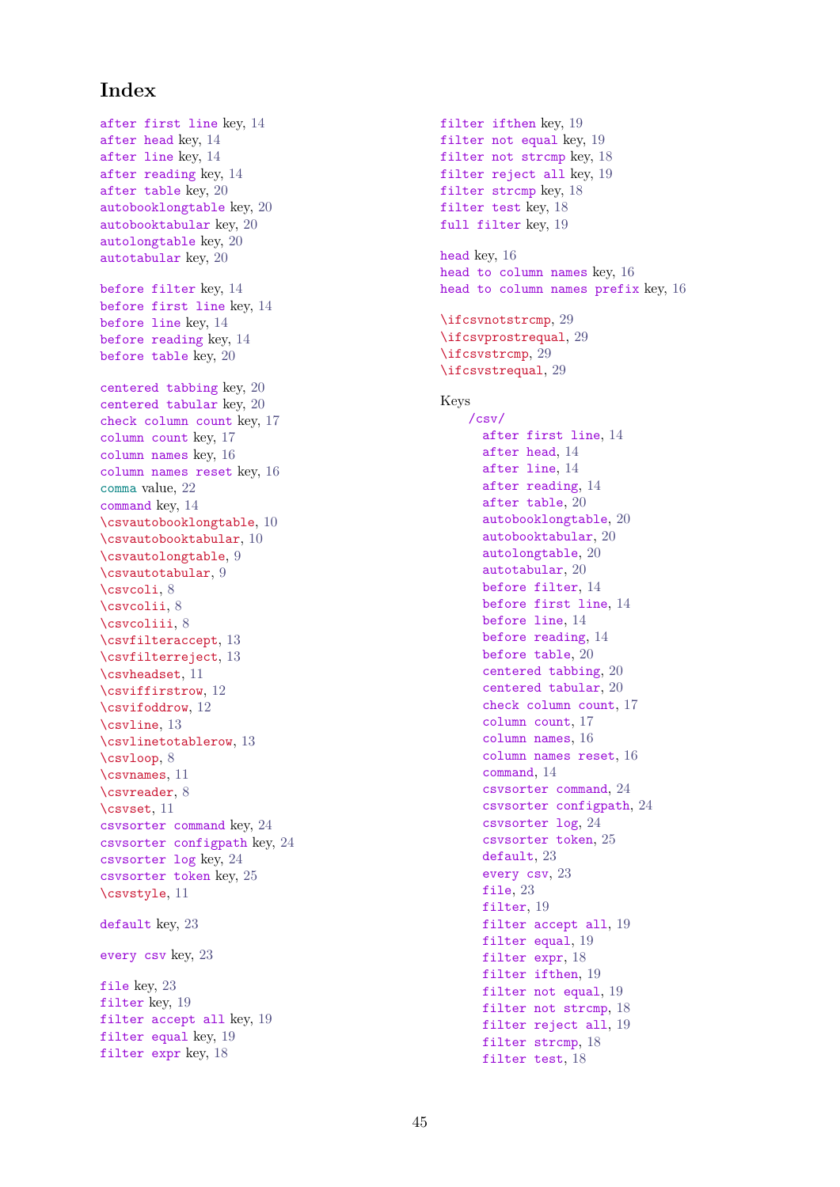# Index

after first line key, 14
after head key, 14
after line key, 14
after reading key, 14
after table key, 20
autobooklongtable key, 20
autobooktabular key, 20
autolongtable key, 20
autotabular key, 20

before filter key, 14
before first line key, 14
before line key, 14
before reading key, 14
before table key, 20

centered tabbing key, 20
centered tabular key, 20
check column count key, 17
column count key, 17
column names key, 16
column names reset key, 16
comma value, 22
command key, 14
\csvautobooklongtable, 10
\csvautobooktabular, 10
\csvautolongtable, 9
\csvautotabular, 9
\csvcoli, 8
\csvcolii, 8
\csvcoliii, 8
\csvfilteraccept, 13
\csvfilterreject, 13
\csvheadset, 11
\csviffirstrow, 12
\csvifoddrow, 12
\csvline, 13
\csvlinetotablerow, 13
\csvloop, 8
\csvnames, 11
\csvreader, 8
\csvset, 11
csvsorter command key, 24
csvsorter configpath key, 24
csvsorter log key, 24
csvsorter token key, 25
\csvstyle, 11

default key, 23

every csv key, 23

file key, 23
filter key, 19
filter accept all key, 19
filter equal key, 19
filter expr key, 18
filter ifthen key, 19
filter not equal key, 19
filter not strcmp key, 18
filter reject all key, 19
filter strcmp key, 18
filter test key, 18
full filter key, 19

head key, 16
head to column names key, 16
head to column names prefix key, 16

\ifcsvnotstrcmp, 29
\ifcsvprostrequal, 29
\ifcsvstrcmp, 29
\ifcsvstrequal, 29

Keys
- /csv/
  - after first line, 14
  - after head, 14
  - after line, 14
  - after reading, 14
  - after table, 20
  - autobooklongtable, 20
  - autobooktabular, 20
  - autolongtable, 20
  - autotabular, 20
  - before filter, 14
  - before first line, 14
  - before line, 14
  - before reading, 14
  - before table, 20
  - centered tabbing, 20
  - centered tabular, 20
  - check column count, 17
  - column count, 17
  - column names, 16
  - column names reset, 16
  - command, 14
  - csvsorter command, 24
  - csvsorter configpath, 24
  - csvsorter log, 24
  - csvsorter token, 25
  - default, 23
  - every csv, 23
  - file, 23
  - filter, 19
  - filter accept all, 19
  - filter equal, 19
  - filter expr, 18
  - filter ifthen, 19
  - filter not equal, 19
  - filter not strcmp, 18
  - filter reject all, 19
  - filter strcmp, 18
  - filter test, 18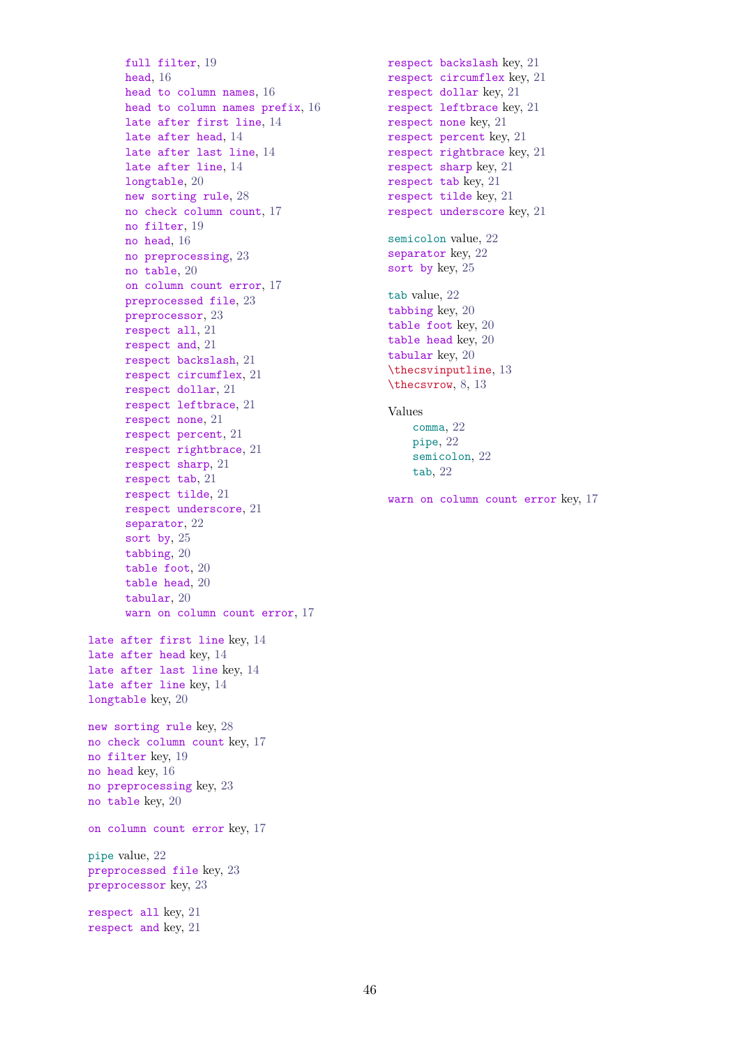full filter, 19
head, 16
head to column names, 16
head to column names prefix, 16
late after first line, 14
late after head, 14
late after last line, 14
late after line, 14
longtable, 20
new sorting rule, 28
no check column count, 17
no filter, 19
no head, 16
no preprocessing, 23
no table, 20
on column count error, 17
preprocessed file, 23
preprocessor, 23
respect all, 21
respect and, 21
respect backslash, 21
respect circumflex, 21
respect dollar, 21
respect leftbrace, 21
respect none, 21
respect percent, 21
respect rightbrace, 21
respect sharp, 21
respect tab, 21
respect tilde, 21
respect underscore, 21
separator, 22
sort by, 25
tabbing, 20
table foot, 20
table head, 20
tabular, 20
warn on column count error, 17

late after first line key, 14
late after head key, 14
late after last line key, 14
late after line key, 14
longtable key, 20

new sorting rule key, 28
no check column count key, 17
no filter key, 19
no head key, 16
no preprocessing key, 23
no table key, 20

on column count error key, 17

pipe value, 22
preprocessed file key, 23
preprocessor key, 23

respect all key, 21
respect and key, 21
respect backslash key, 21
respect circumflex key, 21
respect dollar key, 21
respect leftbrace key, 21
respect none key, 21
respect percent key, 21
respect rightbrace key, 21
respect sharp key, 21
respect tab key, 21
respect tilde key, 21
respect underscore key, 21

semicolon value, 22
separator key, 22
sort by key, 25

tab value, 22
tabbing key, 20
table foot key, 20
table head key, 20
tabular key, 20
\thecsvinputline, 13
\thecsvrow, 8, 13

Values
comma, 22
pipe, 22
semicolon, 22
tab, 22

warn on column count error key, 17